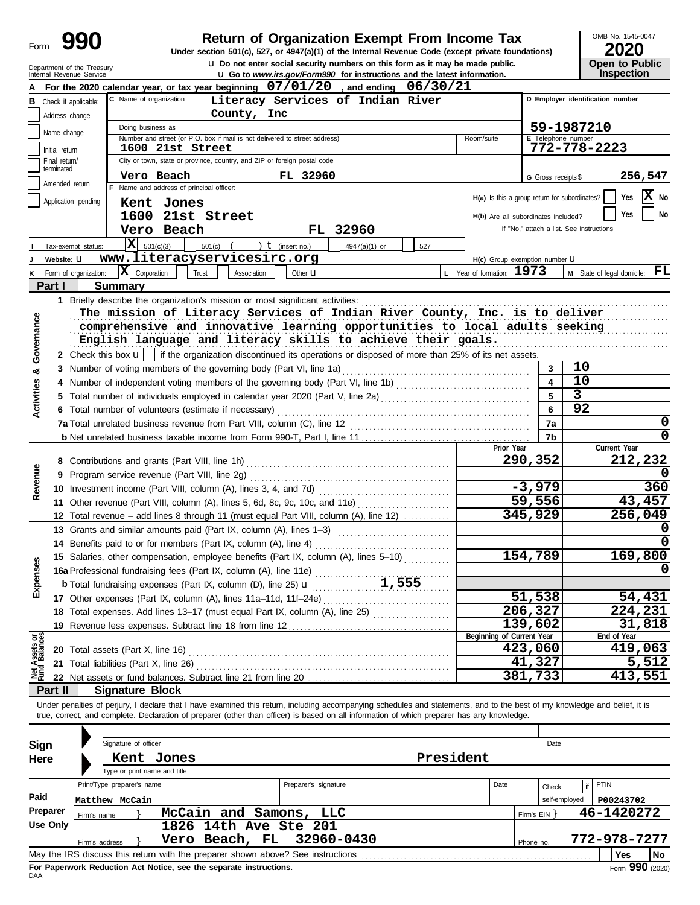Form **990**

# Return of Organization Exempt From Income Tax

**Under section 501(c), 527, or 4947(a)(1) of the Internal Revenue Code (except private foundations)**

u Do not enter social security numbers on this form as it may be made public.

u Go to www.irs.gov/Form990 for instructions and the latest information.

Department of the Treasury
Internal Revenue Service

OMB No. 1545-0047

**2020**

**Open to Public Inspection**

**A** For the 2020 calendar year, or tax year beginning 07/01/20 , and ending 06/30/21

**B** Check if applicable:
- Address change
- Name change
- Initial return
- Final return/terminated
- Amended return
- Application pending

**C** Name of organization: Literacy Services of Indian River County, Inc

Doing business as

Number and street (or P.O. box if mail is not delivered to street address): 1600 21st Street — Room/suite

City or town, state or province, country, and ZIP or foreign postal code: Vero Beach FL 32960

**D** Employer identification number: 59-1987210

**E** Telephone number: 772-778-2223

**G** Gross receipts $ 256,547

**F** Name and address of principal officer:
Kent Jones
1600 21st Street
Vero Beach FL 32960

H(a) Is this a group return for subordinates? Yes [ ] No [X]

H(b) Are all subordinates included? Yes [ ] No [ ]
If "No," attach a list. See instructions

H(c) Group exemption number u

**I** Tax-exempt status: [X] 501(c)(3) [ ] 501(c) ( ) t (insert no.) [ ] 4947(a)(1) or [ ] 527

**J** Website: u www.literacyservicesirc.org

**K** Form of organization: [X] Corporation [ ] Trust [ ] Association [ ] Other u

**L** Year of formation: 1973

**M** State of legal domicile: FL

## Part I — Summary

**Activities & Governance**

1 Briefly describe the organization's mission or most significant activities:
The mission of Literacy Services of Indian River County, Inc. is to deliver comprehensive and innovative learning opportunities to local adults seeking English language and literacy skills to achieve their goals.

2 Check this box u [ ] if the organization discontinued its operations or disposed of more than 25% of its net assets.

| | | Line | Value |
|---|---|---|---|
| 3 | Number of voting members of the governing body (Part VI, line 1a) | 3 | 10 |
| 4 | Number of independent voting members of the governing body (Part VI, line 1b) | 4 | 10 |
| 5 | Total number of individuals employed in calendar year 2020 (Part V, line 2a) | 5 | 3 |
| 6 | Total number of volunteers (estimate if necessary) | 6 | 92 |
| 7a | Total unrelated business revenue from Part VIII, column (C), line 12 | 7a | 0 |
| b | Net unrelated business taxable income from Form 990-T, Part I, line 11 | 7b | 0 |

| | | | Prior Year | Current Year |
|---|---|---|---|---|
| **Revenue** | 8 | Contributions and grants (Part VIII, line 1h) | 290,352 | 212,232 |
| | 9 | Program service revenue (Part VIII, line 2g) | | 0 |
| | 10 | Investment income (Part VIII, column (A), lines 3, 4, and 7d) | -3,979 | 360 |
| | 11 | Other revenue (Part VIII, column (A), lines 5, 6d, 8c, 9c, 10c, and 11e) | 59,556 | 43,457 |
| | 12 | Total revenue – add lines 8 through 11 (must equal Part VIII, column (A), line 12) | 345,929 | 256,049 |
| **Expenses** | 13 | Grants and similar amounts paid (Part IX, column (A), lines 1–3) | | 0 |
| | 14 | Benefits paid to or for members (Part IX, column (A), line 4) | | 0 |
| | 15 | Salaries, other compensation, employee benefits (Part IX, column (A), lines 5–10) | 154,789 | 169,800 |
| | 16a | Professional fundraising fees (Part IX, column (A), line 11e) | | 0 |
| | b | Total fundraising expenses (Part IX, column (D), line 25) u 1,555 | | |
| | 17 | Other expenses (Part IX, column (A), lines 11a–11d, 11f–24e) | 51,538 | 54,431 |
| | 18 | Total expenses. Add lines 13–17 (must equal Part IX, column (A), line 25) | 206,327 | 224,231 |
| | 19 | Revenue less expenses. Subtract line 18 from line 12 | 139,602 | 31,818 |
| | | | **Beginning of Current Year** | **End of Year** |
| **Net Assets or Fund Balances** | 20 | Total assets (Part X, line 16) | 423,060 | 419,063 |
| | 21 | Total liabilities (Part X, line 26) | 41,327 | 5,512 |
| | 22 | Net assets or fund balances. Subtract line 21 from line 20 | 381,733 | 413,551 |

## Part II — Signature Block

Under penalties of perjury, I declare that I have examined this return, including accompanying schedules and statements, and to the best of my knowledge and belief, it is true, correct, and complete. Declaration of preparer (other than officer) is based on all information of which preparer has any knowledge.

**Sign Here**

Signature of officer — Date

Kent Jones — President

Type or print name and title

**Paid Preparer Use Only**

| Print/Type preparer's name | Preparer's signature | Date | Check [ ] if self-employed | PTIN |
|---|---|---|---|---|
| Matthew McCain | | | | P00243702 |

Firm's name } McCain and Samons, LLC — Firm's EIN } 46-1420272

Firm's address } 1826 14th Ave Ste 201, Vero Beach, FL 32960-0430 — Phone no. 772-978-7277

May the IRS discuss this return with the preparer shown above? See instructions [ ] Yes [ ] No

**For Paperwork Reduction Act Notice, see the separate instructions.**

DAA — Form **990** (2020)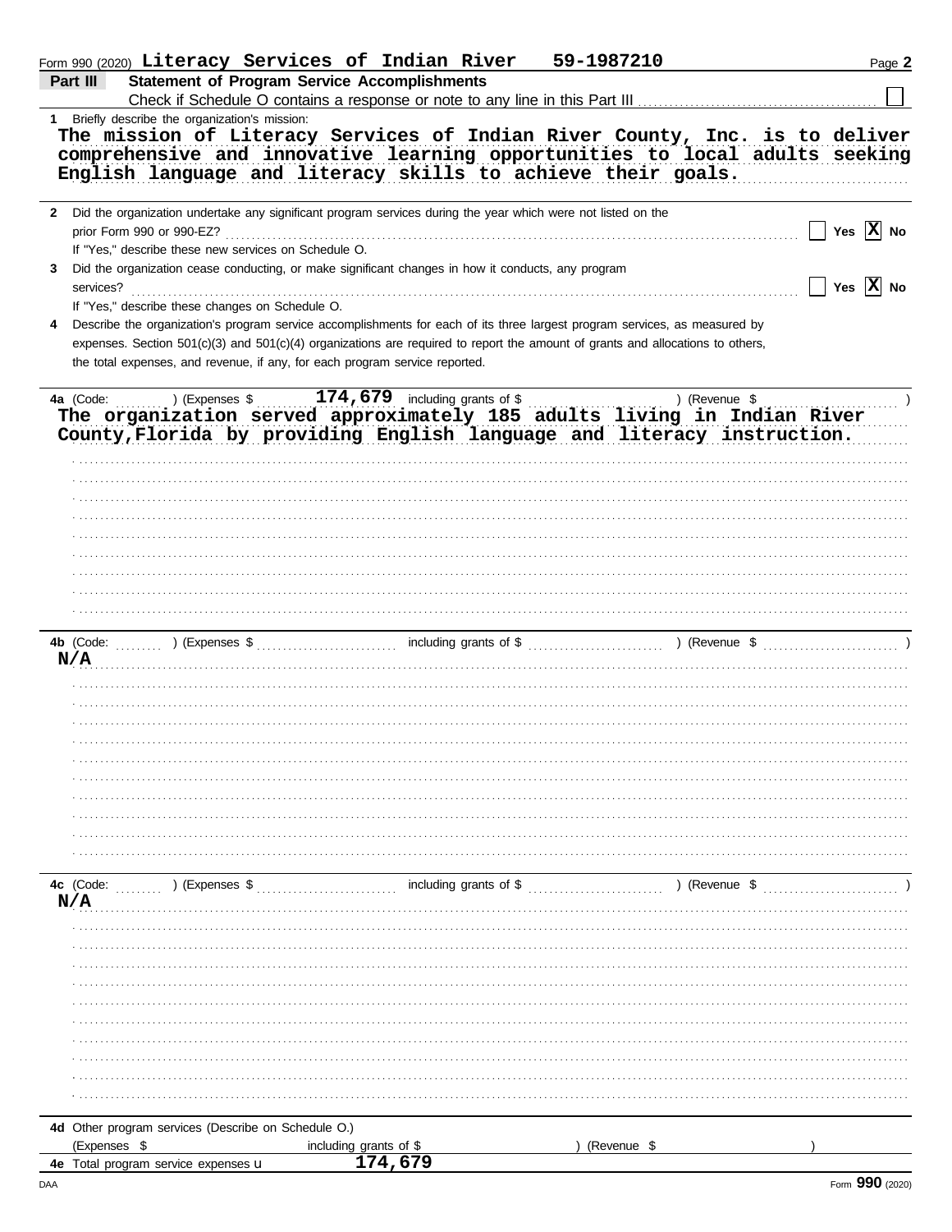Form 990 (2020) **Literacy Services of Indian River 59-1987210** Page **2**

**Part III Statement of Program Service Accomplishments**

Check if Schedule O contains a response or note to any line in this Part III ☐

**1** Briefly describe the organization's mission:

**The mission of Literacy Services of Indian River County, Inc. is to deliver comprehensive and innovative learning opportunities to local adults seeking English language and literacy skills to achieve their goals.**

**2** Did the organization undertake any significant program services during the year which were not listed on the prior Form 990 or 990-EZ? ☐ Yes ☒ No

If "Yes," describe these new services on Schedule O.

**3** Did the organization cease conducting, or make significant changes in how it conducts, any program services? ☐ Yes ☒ No

If "Yes," describe these changes on Schedule O.

**4** Describe the organization's program service accomplishments for each of its three largest program services, as measured by expenses. Section 501(c)(3) and 501(c)(4) organizations are required to report the amount of grants and allocations to others, the total expenses, and revenue, if any, for each program service reported.

**4a** (Code: ) (Expenses $ **174,679** including grants of $ ) (Revenue $ )

**The organization served approximately 185 adults living in Indian River County,Florida by providing English language and literacy instruction.**

**4b** (Code: ) (Expenses $ including grants of $ ) (Revenue $ )

**N/A**

**4c** (Code: ) (Expenses $ including grants of $ ) (Revenue $ )

**N/A**

**4d** Other program services (Describe on Schedule O.)

(Expenses $ including grants of $ ) (Revenue $ )

**4e** Total program service expenses u **174,679**

Form **990** (2020)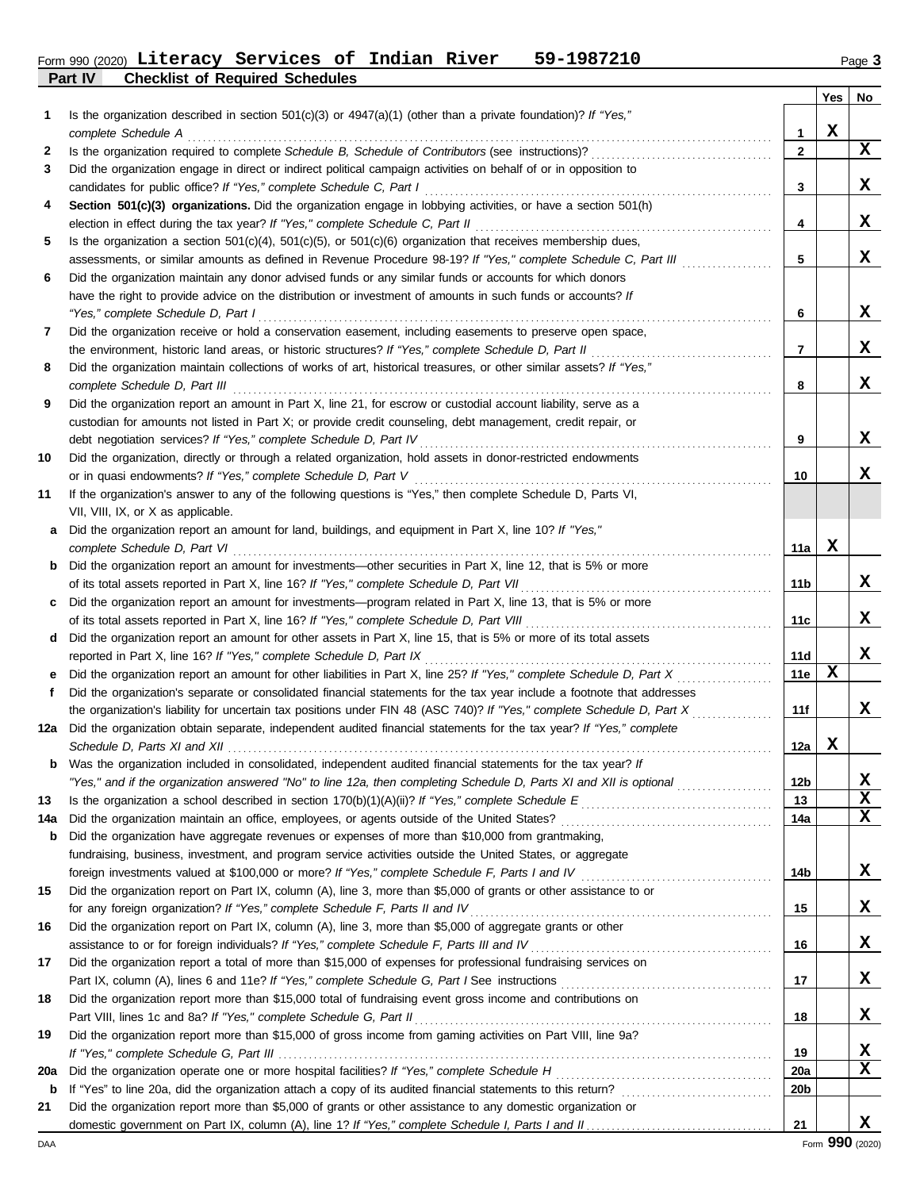Form 990 (2020) **Literacy Services of Indian River 59-1987210** Page **3**

## Part IV Checklist of Required Schedules

| | | | Yes | No |
|---|---|---|---|---|
| **1** | Is the organization described in section 501(c)(3) or 4947(a)(1) (other than a private foundation)? *If "Yes," complete Schedule A* | 1 | X | |
| **2** | Is the organization required to complete *Schedule B, Schedule of Contributors* (see instructions)? | 2 | | X |
| **3** | Did the organization engage in direct or indirect political campaign activities on behalf of or in opposition to candidates for public office? *If "Yes," complete Schedule C, Part I* | 3 | | X |
| **4** | **Section 501(c)(3) organizations.** Did the organization engage in lobbying activities, or have a section 501(h) election in effect during the tax year? *If "Yes," complete Schedule C, Part II* | 4 | | X |
| **5** | Is the organization a section 501(c)(4), 501(c)(5), or 501(c)(6) organization that receives membership dues, assessments, or similar amounts as defined in Revenue Procedure 98-19? *If "Yes," complete Schedule C, Part III* | 5 | | X |
| **6** | Did the organization maintain any donor advised funds or any similar funds or accounts for which donors have the right to provide advice on the distribution or investment of amounts in such funds or accounts? *If "Yes," complete Schedule D, Part I* | 6 | | X |
| **7** | Did the organization receive or hold a conservation easement, including easements to preserve open space, the environment, historic land areas, or historic structures? *If "Yes," complete Schedule D, Part II* | 7 | | X |
| **8** | Did the organization maintain collections of works of art, historical treasures, or other similar assets? *If "Yes," complete Schedule D, Part III* | 8 | | X |
| **9** | Did the organization report an amount in Part X, line 21, for escrow or custodial account liability, serve as a custodian for amounts not listed in Part X; or provide credit counseling, debt management, credit repair, or debt negotiation services? *If "Yes," complete Schedule D, Part IV* | 9 | | X |
| **10** | Did the organization, directly or through a related organization, hold assets in donor-restricted endowments or in quasi endowments? *If "Yes," complete Schedule D, Part V* | 10 | | X |
| **11** | If the organization's answer to any of the following questions is "Yes," then complete Schedule D, Parts VI, VII, VIII, IX, or X as applicable. | | | |
| **a** | Did the organization report an amount for land, buildings, and equipment in Part X, line 10? *If "Yes," complete Schedule D, Part VI* | 11a | X | |
| **b** | Did the organization report an amount for investments—other securities in Part X, line 12, that is 5% or more of its total assets reported in Part X, line 16? *If "Yes," complete Schedule D, Part VII* | 11b | | X |
| **c** | Did the organization report an amount for investments—program related in Part X, line 13, that is 5% or more of its total assets reported in Part X, line 16? *If "Yes," complete Schedule D, Part VIII* | 11c | | X |
| **d** | Did the organization report an amount for other assets in Part X, line 15, that is 5% or more of its total assets reported in Part X, line 16? *If "Yes," complete Schedule D, Part IX* | 11d | | X |
| **e** | Did the organization report an amount for other liabilities in Part X, line 25? *If "Yes," complete Schedule D, Part X* | 11e | X | |
| **f** | Did the organization's separate or consolidated financial statements for the tax year include a footnote that addresses the organization's liability for uncertain tax positions under FIN 48 (ASC 740)? *If "Yes," complete Schedule D, Part X* | 11f | | X |
| **12a** | Did the organization obtain separate, independent audited financial statements for the tax year? *If "Yes," complete Schedule D, Parts XI and XII* | 12a | X | |
| **b** | Was the organization included in consolidated, independent audited financial statements for the tax year? *If "Yes," and if the organization answered "No" to line 12a, then completing Schedule D, Parts XI and XII is optional* | 12b | | X |
| **13** | Is the organization a school described in section 170(b)(1)(A)(ii)? *If "Yes," complete Schedule E* | 13 | | X |
| **14a** | Did the organization maintain an office, employees, or agents outside of the United States? | 14a | | X |
| **b** | Did the organization have aggregate revenues or expenses of more than $10,000 from grantmaking, fundraising, business, investment, and program service activities outside the United States, or aggregate foreign investments valued at $100,000 or more? *If "Yes," complete Schedule F, Parts I and IV* | 14b | | X |
| **15** | Did the organization report on Part IX, column (A), line 3, more than $5,000 of grants or other assistance to or for any foreign organization? *If "Yes," complete Schedule F, Parts II and IV* | 15 | | X |
| **16** | Did the organization report on Part IX, column (A), line 3, more than $5,000 of aggregate grants or other assistance to or for foreign individuals? *If "Yes," complete Schedule F, Parts III and IV* | 16 | | X |
| **17** | Did the organization report a total of more than $15,000 of expenses for professional fundraising services on Part IX, column (A), lines 6 and 11e? *If "Yes," complete Schedule G, Part I* See instructions | 17 | | X |
| **18** | Did the organization report more than $15,000 total of fundraising event gross income and contributions on Part VIII, lines 1c and 8a? *If "Yes," complete Schedule G, Part II* | 18 | | X |
| **19** | Did the organization report more than $15,000 of gross income from gaming activities on Part VIII, line 9a? *If "Yes," complete Schedule G, Part III* | 19 | | X |
| **20a** | Did the organization operate one or more hospital facilities? *If "Yes," complete Schedule H* | 20a | | X |
| **b** | If "Yes" to line 20a, did the organization attach a copy of its audited financial statements to this return? | 20b | | |
| **21** | Did the organization report more than $5,000 of grants or other assistance to any domestic organization or domestic government on Part IX, column (A), line 1? *If "Yes," complete Schedule I, Parts I and II* | 21 | | X |

DAA Form **990** (2020)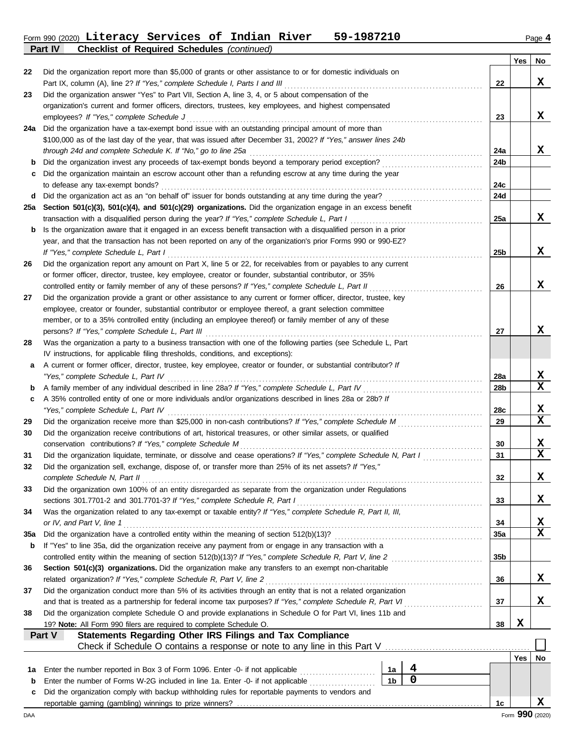Form 990 (2020) **Literacy Services of Indian River 59-1987210** Page **4**

**Part IV Checklist of Required Schedules** *(continued)*

| | | | Yes | No |
|---|---|---|---|---|
| **22** | Did the organization report more than $5,000 of grants or other assistance to or for domestic individuals on Part IX, column (A), line 2? *If "Yes," complete Schedule I, Parts I and III* | 22 | | X |
| **23** | Did the organization answer "Yes" to Part VII, Section A, line 3, 4, or 5 about compensation of the organization's current and former officers, directors, trustees, key employees, and highest compensated employees? *If "Yes," complete Schedule J* | 23 | | X |
| **24a** | Did the organization have a tax-exempt bond issue with an outstanding principal amount of more than $100,000 as of the last day of the year, that was issued after December 31, 2002? *If "Yes," answer lines 24b through 24d and complete Schedule K. If "No," go to line 25a* | 24a | | X |
| **b** | Did the organization invest any proceeds of tax-exempt bonds beyond a temporary period exception? | 24b | | |
| **c** | Did the organization maintain an escrow account other than a refunding escrow at any time during the year to defease any tax-exempt bonds? | 24c | | |
| **d** | Did the organization act as an "on behalf of" issuer for bonds outstanding at any time during the year? | 24d | | |
| **25a** | **Section 501(c)(3), 501(c)(4), and 501(c)(29) organizations.** Did the organization engage in an excess benefit transaction with a disqualified person during the year? *If "Yes," complete Schedule L, Part I* | 25a | | X |
| **b** | Is the organization aware that it engaged in an excess benefit transaction with a disqualified person in a prior year, and that the transaction has not been reported on any of the organization's prior Forms 990 or 990-EZ? *If "Yes," complete Schedule L, Part I* | 25b | | X |
| **26** | Did the organization report any amount on Part X, line 5 or 22, for receivables from or payables to any current or former officer, director, trustee, key employee, creator or founder, substantial contributor, or 35% controlled entity or family member of any of these persons? *If "Yes," complete Schedule L, Part II* | 26 | | X |
| **27** | Did the organization provide a grant or other assistance to any current or former officer, director, trustee, key employee, creator or founder, substantial contributor or employee thereof, a grant selection committee member, or to a 35% controlled entity (including an employee thereof) or family member of any of these persons? *If "Yes," complete Schedule L, Part III* | 27 | | X |
| **28** | Was the organization a party to a business transaction with one of the following parties (see Schedule L, Part IV instructions, for applicable filing thresholds, conditions, and exceptions): | | | |
| **a** | A current or former officer, director, trustee, key employee, creator or founder, or substantial contributor? *If "Yes," complete Schedule L, Part IV* | 28a | | X |
| **b** | A family member of any individual described in line 28a? *If "Yes," complete Schedule L, Part IV* | 28b | | X |
| **c** | A 35% controlled entity of one or more individuals and/or organizations described in lines 28a or 28b? *If "Yes," complete Schedule L, Part IV* | 28c | | X |
| **29** | Did the organization receive more than $25,000 in non-cash contributions? *If "Yes," complete Schedule M* | 29 | | X |
| **30** | Did the organization receive contributions of art, historical treasures, or other similar assets, or qualified conservation contributions? *If "Yes," complete Schedule M* | 30 | | X |
| **31** | Did the organization liquidate, terminate, or dissolve and cease operations? *If "Yes," complete Schedule N, Part I* | 31 | | X |
| **32** | Did the organization sell, exchange, dispose of, or transfer more than 25% of its net assets? *If "Yes," complete Schedule N, Part II* | 32 | | X |
| **33** | Did the organization own 100% of an entity disregarded as separate from the organization under Regulations sections 301.7701-2 and 301.7701-3? *If "Yes," complete Schedule R, Part I* | 33 | | X |
| **34** | Was the organization related to any tax-exempt or taxable entity? *If "Yes," complete Schedule R, Part II, III, or IV, and Part V, line 1* | 34 | | X |
| **35a** | Did the organization have a controlled entity within the meaning of section 512(b)(13)? | 35a | | X |
| **b** | If "Yes" to line 35a, did the organization receive any payment from or engage in any transaction with a controlled entity within the meaning of section 512(b)(13)? *If "Yes," complete Schedule R, Part V, line 2* | 35b | | |
| **36** | **Section 501(c)(3) organizations.** Did the organization make any transfers to an exempt non-charitable related organization? *If "Yes," complete Schedule R, Part V, line 2* | 36 | | X |
| **37** | Did the organization conduct more than 5% of its activities through an entity that is not a related organization and that is treated as a partnership for federal income tax purposes? *If "Yes," complete Schedule R, Part VI* | 37 | | X |
| **38** | Did the organization complete Schedule O and provide explanations in Schedule O for Part VI, lines 11b and 19? **Note:** All Form 990 filers are required to complete Schedule O. | 38 | X | |

**Part V Statements Regarding Other IRS Filings and Tax Compliance**

Check if Schedule O contains a response or note to any line in this Part V ☐

| | | | | | Yes | No |
|---|---|---|---|---|---|---|
| **1a** | Enter the number reported in Box 3 of Form 1096. Enter -0- if not applicable | 1a | 4 | | | |
| **b** | Enter the number of Forms W-2G included in line 1a. Enter -0- if not applicable | 1b | 0 | | | |
| **c** | Did the organization comply with backup withholding rules for reportable payments to vendors and reportable gaming (gambling) winnings to prize winners? | | | 1c | | X |

Form **990** (2020)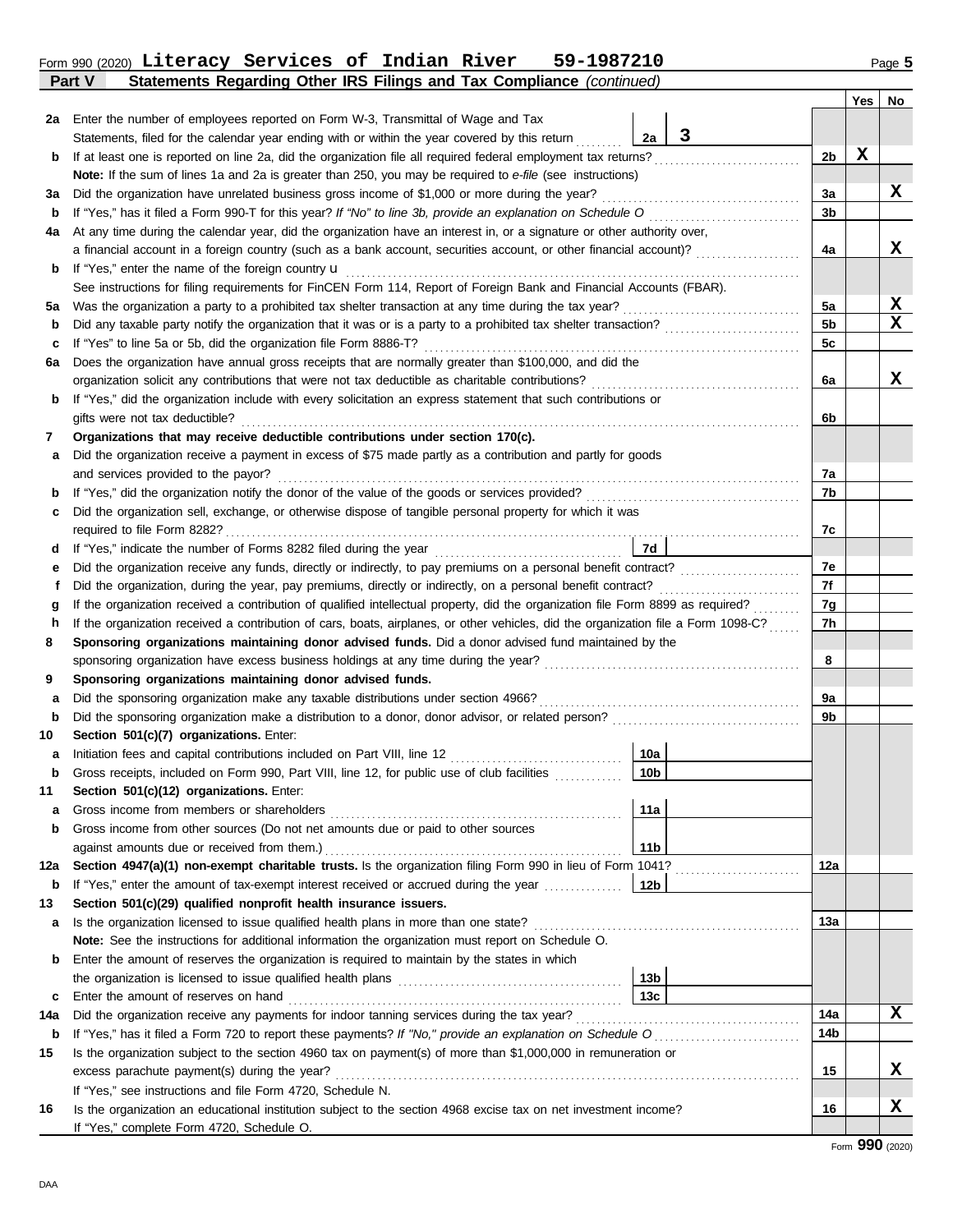Form 990 (2020) **Literacy Services of Indian River 59-1987210**

**Part V Statements Regarding Other IRS Filings and Tax Compliance** *(continued)*

| | | | | Yes | No |
|---|---|---|---|---|---|
| **2a** | Enter the number of employees reported on Form W-3, Transmittal of Wage and Tax Statements, filed for the calendar year ending with or within the year covered by this return | 2a 3 | | | |
| **b** | If at least one is reported on line 2a, did the organization file all required federal employment tax returns? | | 2b | X | |
| | **Note:** If the sum of lines 1a and 2a is greater than 250, you may be required to *e-file* (see instructions) | | | | |
| **3a** | Did the organization have unrelated business gross income of $1,000 or more during the year? | | 3a | | X |
| **b** | If "Yes," has it filed a Form 990-T for this year? *If "No" to line 3b, provide an explanation on Schedule O* | | 3b | | |
| **4a** | At any time during the calendar year, did the organization have an interest in, or a signature or other authority over, a financial account in a foreign country (such as a bank account, securities account, or other financial account)? | | 4a | | X |
| **b** | If "Yes," enter the name of the foreign country u | | | | |
| | See instructions for filing requirements for FinCEN Form 114, Report of Foreign Bank and Financial Accounts (FBAR). | | | | |
| **5a** | Was the organization a party to a prohibited tax shelter transaction at any time during the tax year? | | 5a | | X |
| **b** | Did any taxable party notify the organization that it was or is a party to a prohibited tax shelter transaction? | | 5b | | X |
| **c** | If "Yes" to line 5a or 5b, did the organization file Form 8886-T? | | 5c | | |
| **6a** | Does the organization have annual gross receipts that are normally greater than $100,000, and did the organization solicit any contributions that were not tax deductible as charitable contributions? | | 6a | | X |
| **b** | If "Yes," did the organization include with every solicitation an express statement that such contributions or gifts were not tax deductible? | | 6b | | |
| **7** | **Organizations that may receive deductible contributions under section 170(c).** | | | | |
| **a** | Did the organization receive a payment in excess of $75 made partly as a contribution and partly for goods and services provided to the payor? | | 7a | | |
| **b** | If "Yes," did the organization notify the donor of the value of the goods or services provided? | | 7b | | |
| **c** | Did the organization sell, exchange, or otherwise dispose of tangible personal property for which it was required to file Form 8282? | | 7c | | |
| **d** | If "Yes," indicate the number of Forms 8282 filed during the year | 7d | | | |
| **e** | Did the organization receive any funds, directly or indirectly, to pay premiums on a personal benefit contract? | | 7e | | |
| **f** | Did the organization, during the year, pay premiums, directly or indirectly, on a personal benefit contract? | | 7f | | |
| **g** | If the organization received a contribution of qualified intellectual property, did the organization file Form 8899 as required? | | 7g | | |
| **h** | If the organization received a contribution of cars, boats, airplanes, or other vehicles, did the organization file a Form 1098-C? | | 7h | | |
| **8** | **Sponsoring organizations maintaining donor advised funds.** Did a donor advised fund maintained by the sponsoring organization have excess business holdings at any time during the year? | | 8 | | |
| **9** | **Sponsoring organizations maintaining donor advised funds.** | | | | |
| **a** | Did the sponsoring organization make any taxable distributions under section 4966? | | 9a | | |
| **b** | Did the sponsoring organization make a distribution to a donor, donor advisor, or related person? | | 9b | | |
| **10** | **Section 501(c)(7) organizations.** Enter: | | | | |
| **a** | Initiation fees and capital contributions included on Part VIII, line 12 | 10a | | | |
| **b** | Gross receipts, included on Form 990, Part VIII, line 12, for public use of club facilities | 10b | | | |
| **11** | **Section 501(c)(12) organizations.** Enter: | | | | |
| **a** | Gross income from members or shareholders | 11a | | | |
| **b** | Gross income from other sources (Do not net amounts due or paid to other sources against amounts due or received from them.) | 11b | | | |
| **12a** | **Section 4947(a)(1) non-exempt charitable trusts.** Is the organization filing Form 990 in lieu of Form 1041? | | 12a | | |
| **b** | If "Yes," enter the amount of tax-exempt interest received or accrued during the year | 12b | | | |
| **13** | **Section 501(c)(29) qualified nonprofit health insurance issuers.** | | | | |
| **a** | Is the organization licensed to issue qualified health plans in more than one state? | | 13a | | |
| | **Note:** See the instructions for additional information the organization must report on Schedule O. | | | | |
| **b** | Enter the amount of reserves the organization is required to maintain by the states in which the organization is licensed to issue qualified health plans | 13b | | | |
| **c** | Enter the amount of reserves on hand | 13c | | | |
| **14a** | Did the organization receive any payments for indoor tanning services during the tax year? | | 14a | | X |
| **b** | If "Yes," has it filed a Form 720 to report these payments? *If "No," provide an explanation on Schedule O* | | 14b | | |
| **15** | Is the organization subject to the section 4960 tax on payment(s) of more than $1,000,000 in remuneration or excess parachute payment(s) during the year? | | 15 | | X |
| | If "Yes," see instructions and file Form 4720, Schedule N. | | | | |
| **16** | Is the organization an educational institution subject to the section 4968 excise tax on net investment income? | | 16 | | X |
| | If "Yes," complete Form 4720, Schedule O. | | | | |

Form **990** (2020)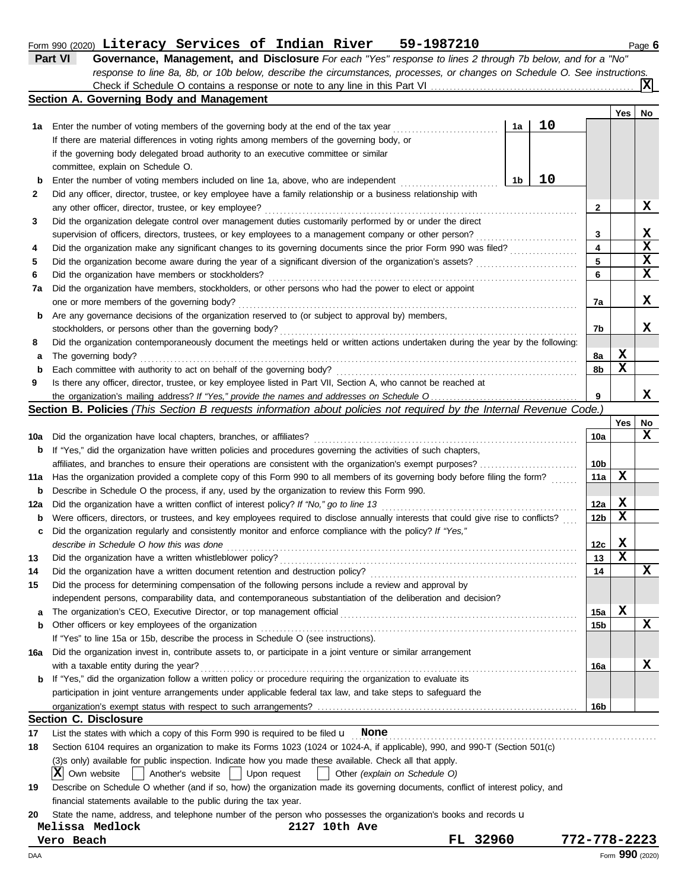Form 990 (2020) **Literacy Services of Indian River 59-1987210**

## Part VI Governance, Management, and Disclosure

*For each "Yes" response to lines 2 through 7b below, and for a "No" response to line 8a, 8b, or 10b below, describe the circumstances, processes, or changes on Schedule O. See instructions.*

Check if Schedule O contains a response or note to any line in this Part VI . . . . . [X]

### Section A. Governing Body and Management

| | | | | Yes | No |
|---|---|---|---|---|---|
| 1a | Enter the number of voting members of the governing body at the end of the tax year | 1a | 10 | | |
| | If there are material differences in voting rights among members of the governing body, or if the governing body delegated broad authority to an executive committee or similar committee, explain on Schedule O. | | | | |
| b | Enter the number of voting members included on line 1a, above, who are independent | 1b | 10 | | |
| 2 | Did any officer, director, trustee, or key employee have a family relationship or a business relationship with any other officer, director, trustee, or key employee? | 2 | | | X |
| 3 | Did the organization delegate control over management duties customarily performed by or under the direct supervision of officers, directors, trustees, or key employees to a management company or other person? | 3 | | | X |
| 4 | Did the organization make any significant changes to its governing documents since the prior Form 990 was filed? | 4 | | | X |
| 5 | Did the organization become aware during the year of a significant diversion of the organization's assets? | 5 | | | X |
| 6 | Did the organization have members or stockholders? | 6 | | | X |
| 7a | Did the organization have members, stockholders, or other persons who had the power to elect or appoint one or more members of the governing body? | 7a | | | X |
| b | Are any governance decisions of the organization reserved to (or subject to approval by) members, stockholders, or persons other than the governing body? | 7b | | | X |
| 8 | Did the organization contemporaneously document the meetings held or written actions undertaken during the year by the following: | | | | |
| a | The governing body? | 8a | | X | |
| b | Each committee with authority to act on behalf of the governing body? | 8b | | X | |
| 9 | Is there any officer, director, trustee, or key employee listed in Part VII, Section A, who cannot be reached at the organization's mailing address? *If "Yes," provide the names and addresses on Schedule O* | 9 | | | X |

### Section B. Policies *(This Section B requests information about policies not required by the Internal Revenue Code.)*

| | | | Yes | No |
|---|---|---|---|---|
| 10a | Did the organization have local chapters, branches, or affiliates? | 10a | | X |
| b | If "Yes," did the organization have written policies and procedures governing the activities of such chapters, affiliates, and branches to ensure their operations are consistent with the organization's exempt purposes? | 10b | | |
| 11a | Has the organization provided a complete copy of this Form 990 to all members of its governing body before filing the form? | 11a | X | |
| b | Describe in Schedule O the process, if any, used by the organization to review this Form 990. | | | |
| 12a | Did the organization have a written conflict of interest policy? *If "No," go to line 13* | 12a | X | |
| b | Were officers, directors, or trustees, and key employees required to disclose annually interests that could give rise to conflicts? | 12b | X | |
| c | Did the organization regularly and consistently monitor and enforce compliance with the policy? *If "Yes," describe in Schedule O how this was done* | 12c | X | |
| 13 | Did the organization have a written whistleblower policy? | 13 | X | |
| 14 | Did the organization have a written document retention and destruction policy? | 14 | | X |
| 15 | Did the process for determining compensation of the following persons include a review and approval by independent persons, comparability data, and contemporaneous substantiation of the deliberation and decision? | | | |
| a | The organization's CEO, Executive Director, or top management official | 15a | X | |
| b | Other officers or key employees of the organization | 15b | | X |
| | If "Yes" to line 15a or 15b, describe the process in Schedule O (see instructions). | | | |
| 16a | Did the organization invest in, contribute assets to, or participate in a joint venture or similar arrangement with a taxable entity during the year? | 16a | | X |
| b | If "Yes," did the organization follow a written policy or procedure requiring the organization to evaluate its participation in joint venture arrangements under applicable federal tax law, and take steps to safeguard the organization's exempt status with respect to such arrangements? | 16b | | |

### Section C. Disclosure

17 List the states with which a copy of this Form 990 is required to be filed u **None**

18 Section 6104 requires an organization to make its Forms 1023 (1024 or 1024-A, if applicable), 990, and 990-T (Section 501(c)(3)s only) available for public inspection. Indicate how you made these available. Check all that apply.

[X] Own website [ ] Another's website [ ] Upon request [ ] Other *(explain on Schedule O)*

19 Describe on Schedule O whether (and if so, how) the organization made its governing documents, conflict of interest policy, and financial statements available to the public during the tax year.

20 State the name, address, and telephone number of the person who possesses the organization's books and records u

**Melissa Medlock** **2127 10th Ave**
**Vero Beach** **FL 32960** **772-778-2223**

DAA Form **990** (2020)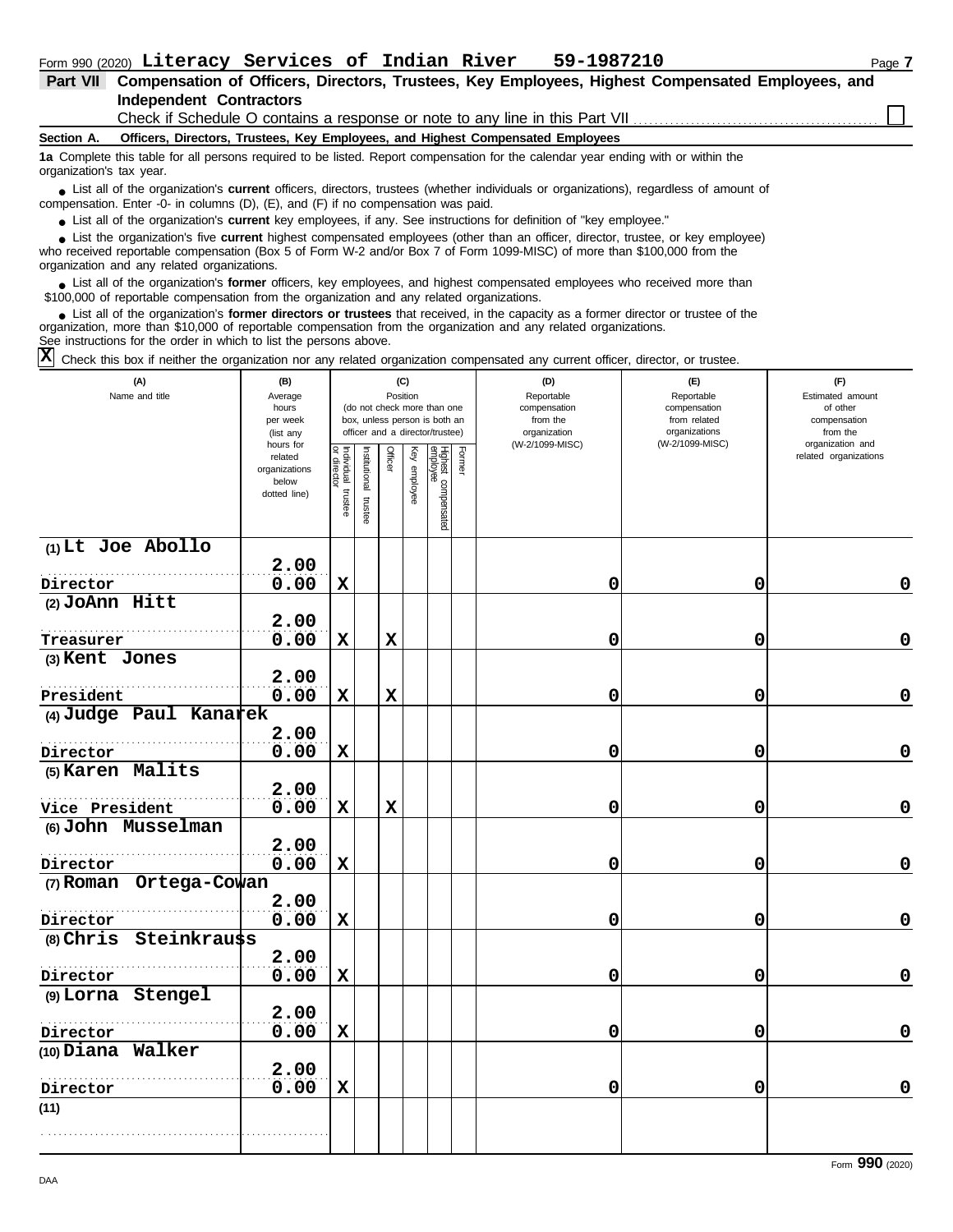Form 990 (2020) **Literacy Services of Indian River 59-1987210** Page 7

**Part VII Compensation of Officers, Directors, Trustees, Key Employees, Highest Compensated Employees, and Independent Contractors**

Check if Schedule O contains a response or note to any line in this Part VII ☐

**Section A. Officers, Directors, Trustees, Key Employees, and Highest Compensated Employees**

**1a** Complete this table for all persons required to be listed. Report compensation for the calendar year ending with or within the organization's tax year.

- List all of the organization's **current** officers, directors, trustees (whether individuals or organizations), regardless of amount of compensation. Enter -0- in columns (D), (E), and (F) if no compensation was paid.
- List all of the organization's **current** key employees, if any. See instructions for definition of "key employee."
- List the organization's five **current** highest compensated employees (other than an officer, director, trustee, or key employee) who received reportable compensation (Box 5 of Form W-2 and/or Box 7 of Form 1099-MISC) of more than $100,000 from the organization and any related organizations.
- List all of the organization's **former** officers, key employees, and highest compensated employees who received more than $100,000 of reportable compensation from the organization and any related organizations.
- List all of the organization's **former directors or trustees** that received, in the capacity as a former director or trustee of the organization, more than $10,000 of reportable compensation from the organization and any related organizations.

See instructions for the order in which to list the persons above.

☒ Check this box if neither the organization nor any related organization compensated any current officer, director, or trustee.

| (A) Name and title | (B) Average hours per week (list any hours for related organizations below dotted line) | (C) Position: Individual trustee or director | Institutional trustee | Officer | Key employee | Highest compensated employee | Former | (D) Reportable compensation from the organization (W-2/1099-MISC) | (E) Reportable compensation from related organizations (W-2/1099-MISC) | (F) Estimated amount of other compensation from the organization and related organizations |
|---|---|---|---|---|---|---|---|---|---|---|
| (1) Lt Joe Abollo<br>Director | 2.00<br>0.00 | X | | | | | | 0 | 0 | 0 |
| (2) JoAnn Hitt<br>Treasurer | 2.00<br>0.00 | X | | X | | | | 0 | 0 | 0 |
| (3) Kent Jones<br>President | 2.00<br>0.00 | X | | X | | | | 0 | 0 | 0 |
| (4) Judge Paul Kanarek<br>Director | 2.00<br>0.00 | X | | | | | | 0 | 0 | 0 |
| (5) Karen Malits<br>Vice President | 2.00<br>0.00 | X | | X | | | | 0 | 0 | 0 |
| (6) John Musselman<br>Director | 2.00<br>0.00 | X | | | | | | 0 | 0 | 0 |
| (7) Roman Ortega-Cowan<br>Director | 2.00<br>0.00 | X | | | | | | 0 | 0 | 0 |
| (8) Chris Steinkrauss<br>Director | 2.00<br>0.00 | X | | | | | | 0 | 0 | 0 |
| (9) Lorna Stengel<br>Director | 2.00<br>0.00 | X | | | | | | 0 | 0 | 0 |
| (10) Diana Walker<br>Director | 2.00<br>0.00 | X | | | | | | 0 | 0 | 0 |
| (11) | | | | | | | | | | |

Form **990** (2020)

DAA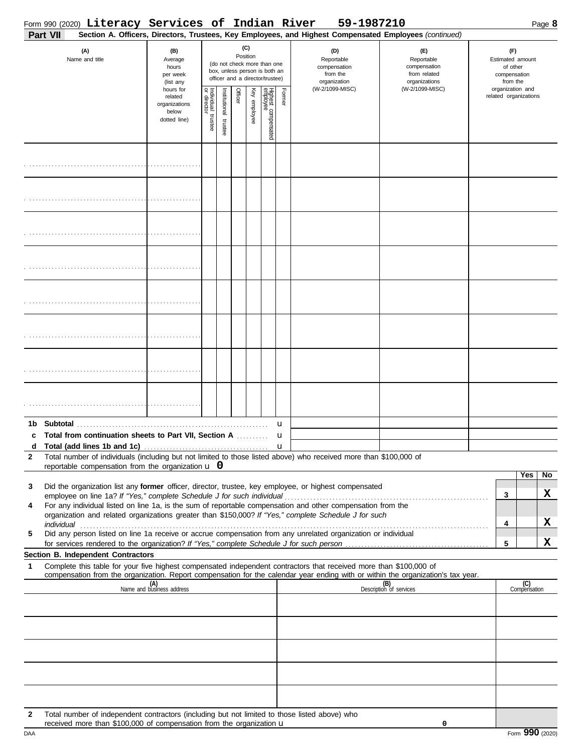Form 990 (2020) **Literacy Services of Indian River 59-1987210**

**Part VII** **Section A. Officers, Directors, Trustees, Key Employees, and Highest Compensated Employees** *(continued)*

| (A) Name and title | (B) Average hours per week (list any hours for related organizations below dotted line) | (C) Position (do not check more than one box, unless person is both an officer and a director/trustee): Individual trustee or director | Institutional trustee | Officer | Key employee | Highest compensated employee | Former | (D) Reportable compensation from the organization (W-2/1099-MISC) | (E) Reportable compensation from related organizations (W-2/1099-MISC) | (F) Estimated amount of other compensation from the organization and related organizations |
|---|---|---|---|---|---|---|---|---|---|---|
| | | | | | | | | | | |
| | | | | | | | | | | |
| | | | | | | | | | | |
| | | | | | | | | | | |
| | | | | | | | | | | |
| | | | | | | | | | | |
| | | | | | | | | | | |
| | | | | | | | | | | |
| **1b Subtotal** | | | | | | | u | | | |
| **c Total from continuation sheets to Part VII, Section A** | | | | | | | u | | | |
| **d Total (add lines 1b and 1c)** | | | | | | | u | | | |

**2** Total number of individuals (including but not limited to those listed above) who received more than $100,000 of reportable compensation from the organization u **0**

| | | | Yes | No |
|---|---|---|---|---|
| **3** | Did the organization list any **former** officer, director, trustee, key employee, or highest compensated employee on line 1a? *If "Yes," complete Schedule J for such individual* | 3 | | X |
| **4** | For any individual listed on line 1a, is the sum of reportable compensation and other compensation from the organization and related organizations greater than $150,000? *If "Yes," complete Schedule J for such individual* | 4 | | X |
| **5** | Did any person listed on line 1a receive or accrue compensation from any unrelated organization or individual for services rendered to the organization? *If "Yes," complete Schedule J for such person* | 5 | | X |

**Section B. Independent Contractors**

**1** Complete this table for your five highest compensated independent contractors that received more than $100,000 of compensation from the organization. Report compensation for the calendar year ending with or within the organization's tax year.

| (A) Name and business address | (B) Description of services | (C) Compensation |
|---|---|---|
| | | |
| | | |
| | | |
| | | |
| | | |

**2** Total number of independent contractors (including but not limited to those listed above) who received more than $100,000 of compensation from the organization u **0**

DAA Form **990** (2020)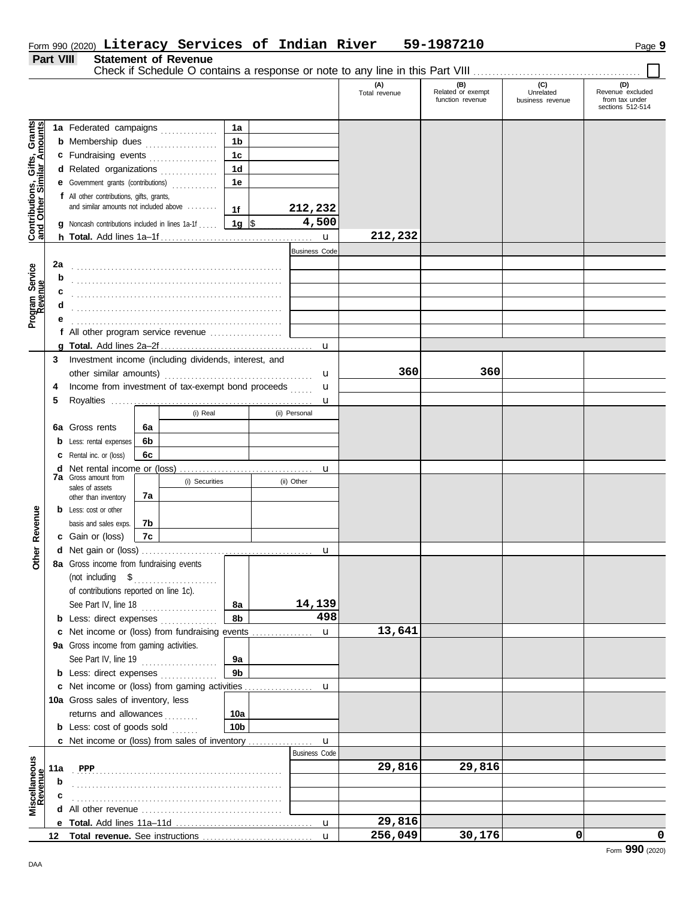Form 990 (2020) **Literacy Services of Indian River 59-1987210** Page 9

## Part VIII Statement of Revenue

Check if Schedule O contains a response or note to any line in this Part VIII ☐

| | | | (A) Total revenue | (B) Related or exempt function revenue | (C) Unrelated business revenue | (D) Revenue excluded from tax under sections 512-514 |
|---|---|---|---|---|---|---|
| **Contributions, Gifts, Grants and Other Similar Amounts** | 1a Federated campaigns | 1a | | | | |
| | b Membership dues | 1b | | | | |
| | c Fundraising events | 1c | | | | |
| | d Related organizations | 1d | | | | |
| | e Government grants (contributions) | 1e | | | | |
| | f All other contributions, gifts, grants, and similar amounts not included above | 1f 212,232 | | | | |
| | g Noncash contributions included in lines 1a-1f | 1g $ 4,500 | | | | |
| | h **Total.** Add lines 1a–1f | u | 212,232 | | | |
| **Program Service Revenue** | | Business Code | | | | |
| | 2a | | | | | |
| | b | | | | | |
| | c | | | | | |
| | d | | | | | |
| | e | | | | | |
| | f All other program service revenue | | | | | |
| | g **Total.** Add lines 2a–2f | u | | | | |
| **Other Revenue** | 3 Investment income (including dividends, interest, and other similar amounts) | u | 360 | 360 | | |
| | 4 Income from investment of tax-exempt bond proceeds | u | | | | |
| | 5 Royalties | u | | | | |
| | | (i) Real / (ii) Personal | | | | |
| | 6a Gross rents | 6a | | | | |
| | b Less: rental expenses | 6b | | | | |
| | c Rental inc. or (loss) | 6c | | | | |
| | d Net rental income or (loss) | u | | | | |
| | 7a Gross amount from sales of assets other than inventory | (i) Securities / (ii) Other 7a | | | | |
| | b Less: cost or other basis and sales exps. | 7b | | | | |
| | c Gain or (loss) | 7c | | | | |
| | d Net gain or (loss) | u | | | | |
| | 8a Gross income from fundraising events (not including $ of contributions reported on line 1c). See Part IV, line 18 | 8a 14,139 | | | | |
| | b Less: direct expenses | 8b 498 | | | | |
| | c Net income or (loss) from fundraising events | u | 13,641 | | | |
| | 9a Gross income from gaming activities. See Part IV, line 19 | 9a | | | | |
| | b Less: direct expenses | 9b | | | | |
| | c Net income or (loss) from gaming activities | u | | | | |
| | 10a Gross sales of inventory, less returns and allowances | 10a | | | | |
| | b Less: cost of goods sold | 10b | | | | |
| | c Net income or (loss) from sales of inventory | u | | | | |
| **Miscellaneous Revenue** | | Business Code | | | | |
| | 11a PPP | | 29,816 | 29,816 | | |
| | b | | | | | |
| | c | | | | | |
| | d All other revenue | | | | | |
| | e **Total.** Add lines 11a–11d | u | 29,816 | | | |
| | 12 **Total revenue.** See instructions | u | 256,049 | 30,176 | 0 | 0 |

Form **990** (2020)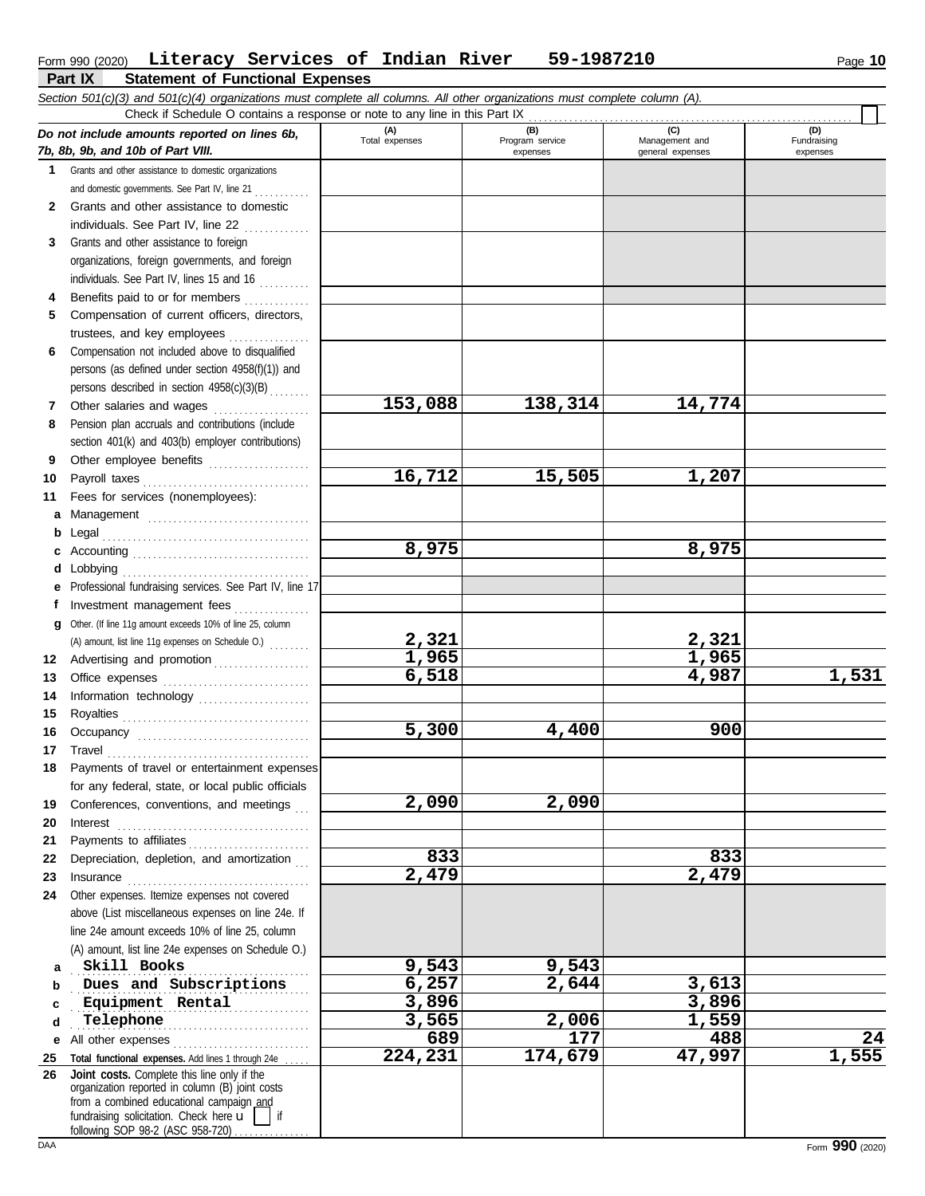Form 990 (2020) **Literacy Services of Indian River 59-1987210** Page **10**

## Part IX Statement of Functional Expenses

*Section 501(c)(3) and 501(c)(4) organizations must complete all columns. All other organizations must complete column (A).*

Check if Schedule O contains a response or note to any line in this Part IX ☐

| *Do not include amounts reported on lines 6b, 7b, 8b, 9b, and 10b of Part VIII.* | (A) Total expenses | (B) Program service expenses | (C) Management and general expenses | (D) Fundraising expenses |
|---|---|---|---|---|
| **1** Grants and other assistance to domestic organizations and domestic governments. See Part IV, line 21 | | | | |
| **2** Grants and other assistance to domestic individuals. See Part IV, line 22 | | | | |
| **3** Grants and other assistance to foreign organizations, foreign governments, and foreign individuals. See Part IV, lines 15 and 16 | | | | |
| **4** Benefits paid to or for members | | | | |
| **5** Compensation of current officers, directors, trustees, and key employees | | | | |
| **6** Compensation not included above to disqualified persons (as defined under section 4958(f)(1)) and persons described in section 4958(c)(3)(B) | | | | |
| **7** Other salaries and wages | 153,088 | 138,314 | 14,774 | |
| **8** Pension plan accruals and contributions (include section 401(k) and 403(b) employer contributions) | | | | |
| **9** Other employee benefits | | | | |
| **10** Payroll taxes | 16,712 | 15,505 | 1,207 | |
| **11** Fees for services (nonemployees): | | | | |
| **a** Management | | | | |
| **b** Legal | | | | |
| **c** Accounting | 8,975 | | 8,975 | |
| **d** Lobbying | | | | |
| **e** Professional fundraising services. See Part IV, line 17 | | | | |
| **f** Investment management fees | | | | |
| **g** Other. (If line 11g amount exceeds 10% of line 25, column (A) amount, list line 11g expenses on Schedule O.) | 2,321 | | 2,321 | |
| **12** Advertising and promotion | 1,965 | | 1,965 | |
| **13** Office expenses | 6,518 | | 4,987 | 1,531 |
| **14** Information technology | | | | |
| **15** Royalties | | | | |
| **16** Occupancy | 5,300 | 4,400 | 900 | |
| **17** Travel | | | | |
| **18** Payments of travel or entertainment expenses for any federal, state, or local public officials | | | | |
| **19** Conferences, conventions, and meetings | 2,090 | 2,090 | | |
| **20** Interest | | | | |
| **21** Payments to affiliates | | | | |
| **22** Depreciation, depletion, and amortization | 833 | | 833 | |
| **23** Insurance | 2,479 | | 2,479 | |
| **24** Other expenses. Itemize expenses not covered above (List miscellaneous expenses on line 24e. If line 24e amount exceeds 10% of line 25, column (A) amount, list line 24e expenses on Schedule O.) | | | | |
| **a** Skill Books | 9,543 | 9,543 | | |
| **b** Dues and Subscriptions | 6,257 | 2,644 | 3,613 | |
| **c** Equipment Rental | 3,896 | | 3,896 | |
| **d** Telephone | 3,565 | 2,006 | 1,559 | |
| **e** All other expenses | 689 | 177 | 488 | 24 |
| **25** **Total functional expenses.** Add lines 1 through 24e | 224,231 | 174,679 | 47,997 | 1,555 |
| **26** **Joint costs.** Complete this line only if the organization reported in column (B) joint costs from a combined educational campaign and fundraising solicitation. Check here ☐ if following SOP 98-2 (ASC 958-720) | | | | |

Form **990** (2020)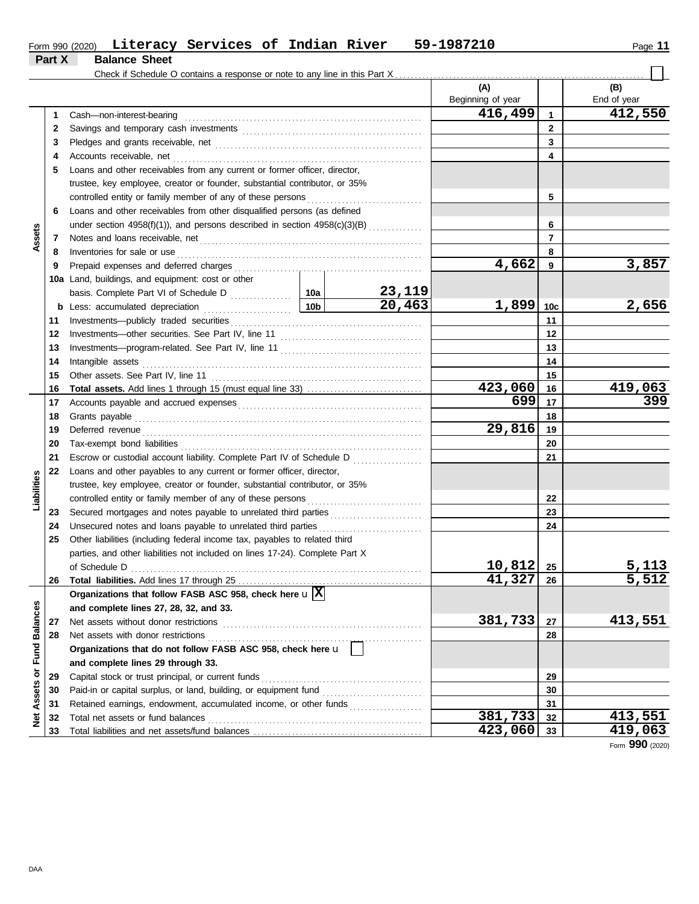Form 990 (2020) **Literacy Services of Indian River** **59-1987210**

## Part X Balance Sheet

Check if Schedule O contains a response or note to any line in this Part X . . . . . ☐

| Section | Line | Description | | (A) Beginning of year | | (B) End of year |
|---|---|---|---|---|---|---|
| Assets | 1 | Cash—non-interest-bearing | | 416,499 | 1 | 412,550 |
| | 2 | Savings and temporary cash investments | | | 2 | |
| | 3 | Pledges and grants receivable, net | | | 3 | |
| | 4 | Accounts receivable, net | | | 4 | |
| | 5 | Loans and other receivables from any current or former officer, director, trustee, key employee, creator or founder, substantial contributor, or 35% controlled entity or family member of any of these persons | | | 5 | |
| | 6 | Loans and other receivables from other disqualified persons (as defined under section 4958(f)(1)), and persons described in section 4958(c)(3)(B) | | | 6 | |
| | 7 | Notes and loans receivable, net | | | 7 | |
| | 8 | Inventories for sale or use | | | 8 | |
| | 9 | Prepaid expenses and deferred charges | | 4,662 | 9 | 3,857 |
| | 10a | Land, buildings, and equipment: cost or other basis. Complete Part VI of Schedule D | 10a 23,119 | | | |
| | b | Less: accumulated depreciation | 10b 20,463 | 1,899 | 10c | 2,656 |
| | 11 | Investments—publicly traded securities | | | 11 | |
| | 12 | Investments—other securities. See Part IV, line 11 | | | 12 | |
| | 13 | Investments—program-related. See Part IV, line 11 | | | 13 | |
| | 14 | Intangible assets | | | 14 | |
| | 15 | Other assets. See Part IV, line 11 | | | 15 | |
| | 16 | **Total assets.** Add lines 1 through 15 (must equal line 33) | | 423,060 | 16 | 419,063 |
| Liabilities | 17 | Accounts payable and accrued expenses | | 699 | 17 | 399 |
| | 18 | Grants payable | | | 18 | |
| | 19 | Deferred revenue | | 29,816 | 19 | |
| | 20 | Tax-exempt bond liabilities | | | 20 | |
| | 21 | Escrow or custodial account liability. Complete Part IV of Schedule D | | | 21 | |
| | 22 | Loans and other payables to any current or former officer, director, trustee, key employee, creator or founder, substantial contributor, or 35% controlled entity or family member of any of these persons | | | 22 | |
| | 23 | Secured mortgages and notes payable to unrelated third parties | | | 23 | |
| | 24 | Unsecured notes and loans payable to unrelated third parties | | | 24 | |
| | 25 | Other liabilities (including federal income tax, payables to related third parties, and other liabilities not included on lines 17-24). Complete Part X of Schedule D | | 10,812 | 25 | 5,113 |
| | 26 | **Total liabilities.** Add lines 17 through 25 | | 41,327 | 26 | 5,512 |
| Net Assets or Fund Balances | | **Organizations that follow FASB ASC 958, check here** u ☒ **and complete lines 27, 28, 32, and 33.** | | | | |
| | 27 | Net assets without donor restrictions | | 381,733 | 27 | 413,551 |
| | 28 | Net assets with donor restrictions | | | 28 | |
| | | **Organizations that do not follow FASB ASC 958, check here** u ☐ **and complete lines 29 through 33.** | | | | |
| | 29 | Capital stock or trust principal, or current funds | | | 29 | |
| | 30 | Paid-in or capital surplus, or land, building, or equipment fund | | | 30 | |
| | 31 | Retained earnings, endowment, accumulated income, or other funds | | | 31 | |
| | 32 | Total net assets or fund balances | | 381,733 | 32 | 413,551 |
| | 33 | Total liabilities and net assets/fund balances | | 423,060 | 33 | 419,063 |

Form **990** (2020)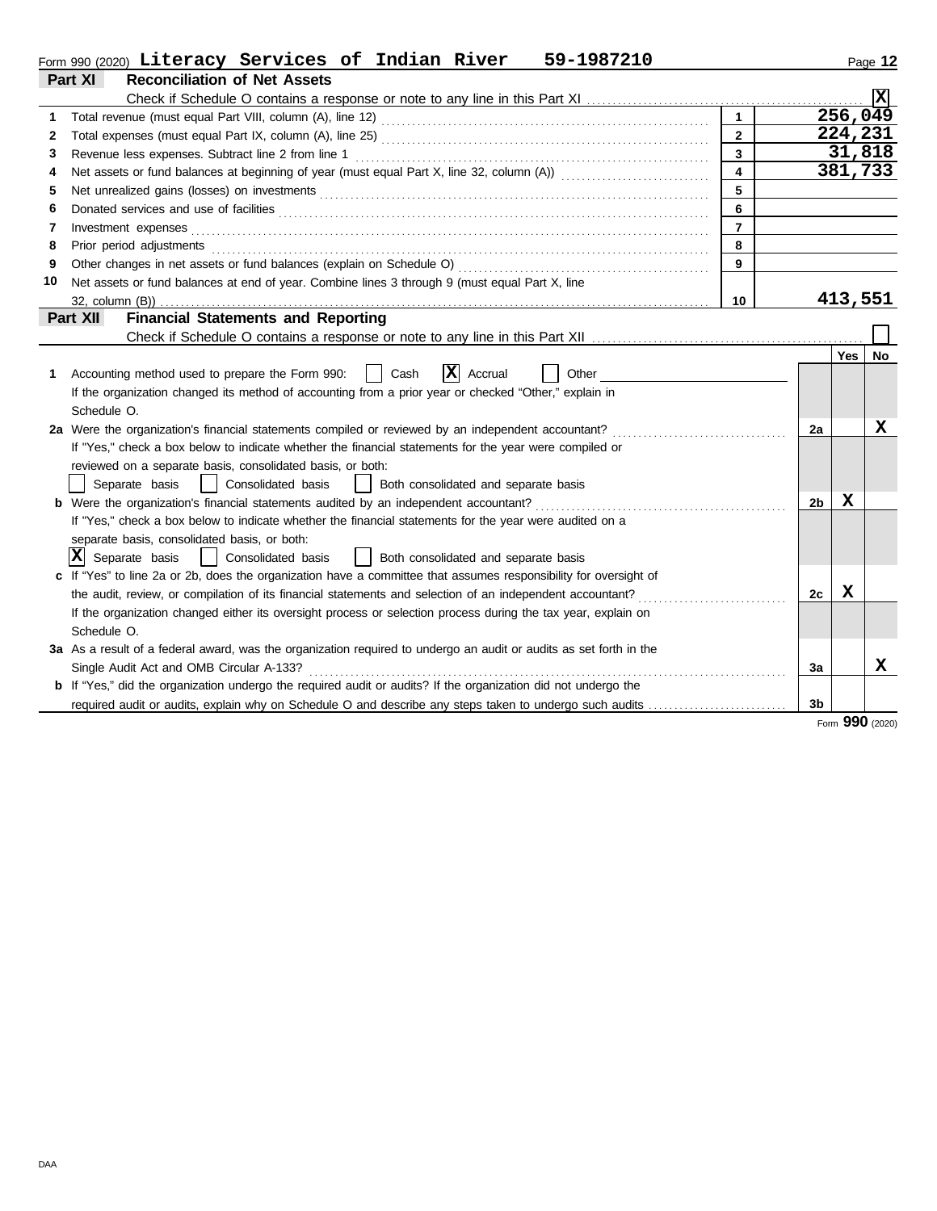Form 990 (2020) **Literacy Services of Indian River 59-1987210** Page **12**

## Part XI Reconciliation of Net Assets

Check if Schedule O contains a response or note to any line in this Part XI ..... [X]

| | | | |
|---|---|---|---|
| 1 | Total revenue (must equal Part VIII, column (A), line 12) | 1 | 256,049 |
| 2 | Total expenses (must equal Part IX, column (A), line 25) | 2 | 224,231 |
| 3 | Revenue less expenses. Subtract line 2 from line 1 | 3 | 31,818 |
| 4 | Net assets or fund balances at beginning of year (must equal Part X, line 32, column (A)) | 4 | 381,733 |
| 5 | Net unrealized gains (losses) on investments | 5 | |
| 6 | Donated services and use of facilities | 6 | |
| 7 | Investment expenses | 7 | |
| 8 | Prior period adjustments | 8 | |
| 9 | Other changes in net assets or fund balances (explain on Schedule O) | 9 | |
| 10 | Net assets or fund balances at end of year. Combine lines 3 through 9 (must equal Part X, line 32, column (B)) | 10 | 413,551 |

## Part XII Financial Statements and Reporting

Check if Schedule O contains a response or note to any line in this Part XII ..... [ ]

| | | | Yes | No |
|---|---|---|---|---|
| 1 | Accounting method used to prepare the Form 990: [ ] Cash [X] Accrual [ ] Other<br>If the organization changed its method of accounting from a prior year or checked "Other," explain in Schedule O. | | | |
| 2a | Were the organization's financial statements compiled or reviewed by an independent accountant?<br>If "Yes," check a box below to indicate whether the financial statements for the year were compiled or reviewed on a separate basis, consolidated basis, or both:<br>[ ] Separate basis [ ] Consolidated basis [ ] Both consolidated and separate basis | 2a | | X |
| b | Were the organization's financial statements audited by an independent accountant?<br>If "Yes," check a box below to indicate whether the financial statements for the year were audited on a separate basis, consolidated basis, or both:<br>[X] Separate basis [ ] Consolidated basis [ ] Both consolidated and separate basis | 2b | X | |
| c | If "Yes" to line 2a or 2b, does the organization have a committee that assumes responsibility for oversight of the audit, review, or compilation of its financial statements and selection of an independent accountant?<br>If the organization changed either its oversight process or selection process during the tax year, explain on Schedule O. | 2c | X | |
| 3a | As a result of a federal award, was the organization required to undergo an audit or audits as set forth in the Single Audit Act and OMB Circular A-133? | 3a | | X |
| b | If "Yes," did the organization undergo the required audit or audits? If the organization did not undergo the required audit or audits, explain why on Schedule O and describe any steps taken to undergo such audits | 3b | | |

Form **990** (2020)

DAA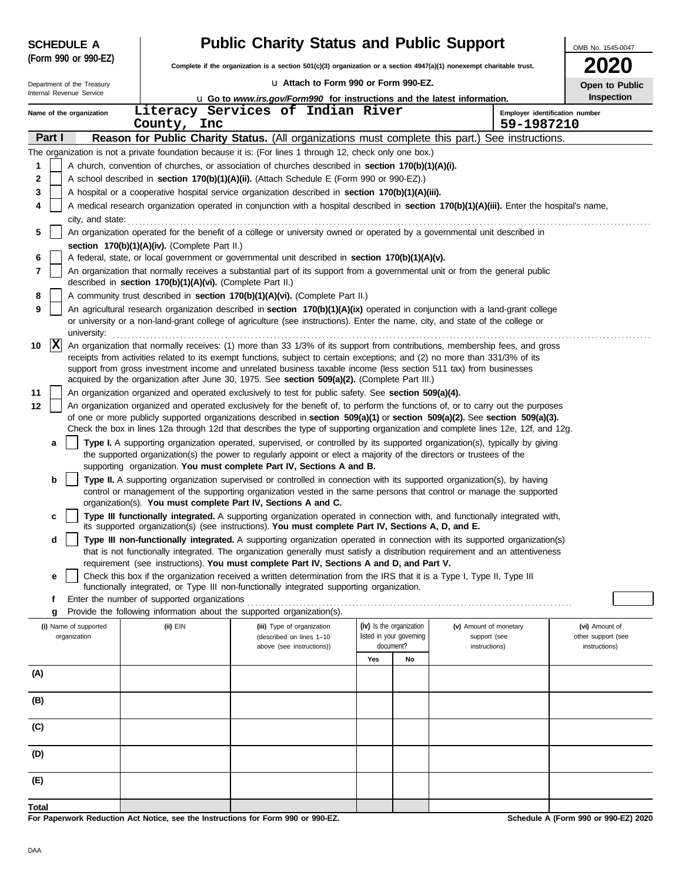**SCHEDULE A (Form 990 or 990-EZ)**

Department of the Treasury
Internal Revenue Service

# Public Charity Status and Public Support

**Complete if the organization is a section 501(c)(3) organization or a section 4947(a)(1) nonexempt charitable trust.**

u **Attach to Form 990 or Form 990-EZ.**

u **Go to *www.irs.gov/Form990* for instructions and the latest information.**

OMB No. 1545-0047

**2020**

**Open to Public Inspection**

**Name of the organization:** Literacy Services of Indian River County, Inc

**Employer identification number:** 59-1987210

## Part I — Reason for Public Charity Status. (All organizations must complete this part.) See instructions.

The organization is not a private foundation because it is: (For lines 1 through 12, check only one box.)

1. [ ] A church, convention of churches, or association of churches described in **section 170(b)(1)(A)(i).**
2. [ ] A school described in **section 170(b)(1)(A)(ii).** (Attach Schedule E (Form 990 or 990-EZ).)
3. [ ] A hospital or a cooperative hospital service organization described in **section 170(b)(1)(A)(iii).**
4. [ ] A medical research organization operated in conjunction with a hospital described in **section 170(b)(1)(A)(iii).** Enter the hospital's name, city, and state: . . . . . . . . . .
5. [ ] An organization operated for the benefit of a college or university owned or operated by a governmental unit described in **section 170(b)(1)(A)(iv).** (Complete Part II.)
6. [ ] A federal, state, or local government or governmental unit described in **section 170(b)(1)(A)(v).**
7. [ ] An organization that normally receives a substantial part of its support from a governmental unit or from the general public described in **section 170(b)(1)(A)(vi).** (Complete Part II.)
8. [ ] A community trust described in **section 170(b)(1)(A)(vi).** (Complete Part II.)
9. [ ] An agricultural research organization described in **section 170(b)(1)(A)(ix)** operated in conjunction with a land-grant college or university or a non-land-grant college of agriculture (see instructions). Enter the name, city, and state of the college or university: . . . . . . . . . .
10. [X] An organization that normally receives: (1) more than 33 1/3% of its support from contributions, membership fees, and gross receipts from activities related to its exempt functions, subject to certain exceptions; and (2) no more than 331/3% of its support from gross investment income and unrelated business taxable income (less section 511 tax) from businesses acquired by the organization after June 30, 1975. See **section 509(a)(2).** (Complete Part III.)
11. [ ] An organization organized and operated exclusively to test for public safety. See **section 509(a)(4).**
12. [ ] An organization organized and operated exclusively for the benefit of, to perform the functions of, or to carry out the purposes of one or more publicly supported organizations described in **section 509(a)(1)** or **section 509(a)(2).** See **section 509(a)(3).** Check the box in lines 12a through 12d that describes the type of supporting organization and complete lines 12e, 12f, and 12g.
   - **a** [ ] **Type I.** A supporting organization operated, supervised, or controlled by its supported organization(s), typically by giving the supported organization(s) the power to regularly appoint or elect a majority of the directors or trustees of the supporting organization. **You must complete Part IV, Sections A and B.**
   - **b** [ ] **Type II.** A supporting organization supervised or controlled in connection with its supported organization(s), by having control or management of the supporting organization vested in the same persons that control or manage the supported organization(s). **You must complete Part IV, Sections A and C.**
   - **c** [ ] **Type III functionally integrated.** A supporting organization operated in connection with, and functionally integrated with, its supported organization(s) (see instructions). **You must complete Part IV, Sections A, D, and E.**
   - **d** [ ] **Type III non-functionally integrated.** A supporting organization operated in connection with its supported organization(s) that is not functionally integrated. The organization generally must satisfy a distribution requirement and an attentiveness requirement (see instructions). **You must complete Part IV, Sections A and D, and Part V.**
   - **e** [ ] Check this box if the organization received a written determination from the IRS that it is a Type I, Type II, Type III functionally integrated, or Type III non-functionally integrated supporting organization.
   - **f** Enter the number of supported organizations . . . . . . . . . .
   - **g** Provide the following information about the supported organization(s).

| (i) Name of supported organization | (ii) EIN | (iii) Type of organization (described on lines 1–10 above (see instructions)) | (iv) Is the organization listed in your governing document? | | (v) Amount of monetary support (see instructions) | (vi) Amount of other support (see instructions) |
|---|---|---|---|---|---|---|
| | | | Yes | No | | |
| (A) | | | | | | |
| (B) | | | | | | |
| (C) | | | | | | |
| (D) | | | | | | |
| (E) | | | | | | |
| Total | | | | | | |

**For Paperwork Reduction Act Notice, see the Instructions for Form 990 or 990-EZ.**

**Schedule A (Form 990 or 990-EZ) 2020**

DAA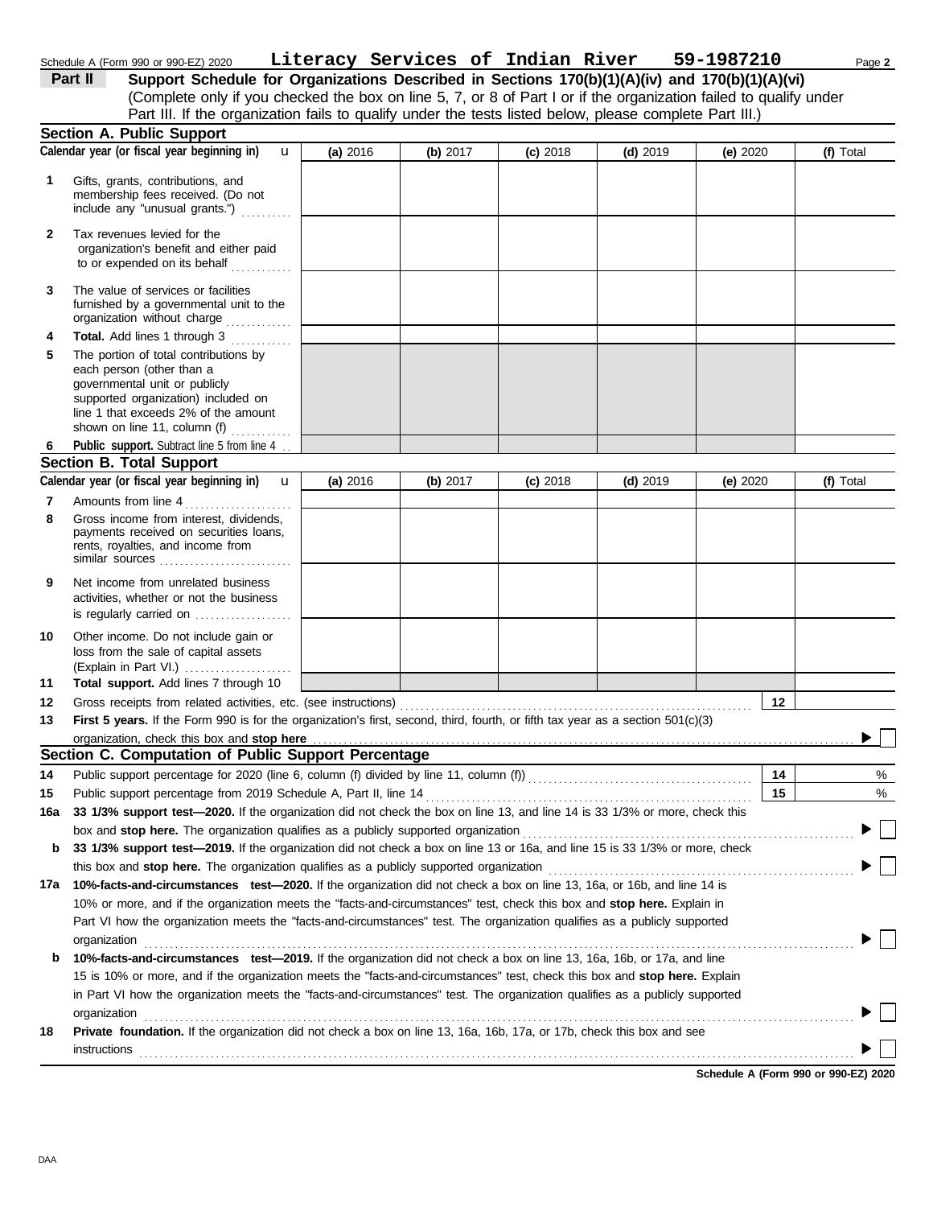Schedule A (Form 990 or 990-EZ) 2020 **Literacy Services of Indian River 59-1987210** Page **2**

## Part II Support Schedule for Organizations Described in Sections 170(b)(1)(A)(iv) and 170(b)(1)(A)(vi)

(Complete only if you checked the box on line 5, 7, or 8 of Part I or if the organization failed to qualify under Part III. If the organization fails to qualify under the tests listed below, please complete Part III.)

### Section A. Public Support

| Calendar year (or fiscal year beginning in) | (a) 2016 | (b) 2017 | (c) 2018 | (d) 2019 | (e) 2020 | (f) Total |
|---|---|---|---|---|---|---|
| **1** Gifts, grants, contributions, and membership fees received. (Do not include any "unusual grants.") | | | | | | |
| **2** Tax revenues levied for the organization's benefit and either paid to or expended on its behalf | | | | | | |
| **3** The value of services or facilities furnished by a governmental unit to the organization without charge | | | | | | |
| **4** **Total.** Add lines 1 through 3 | | | | | | |
| **5** The portion of total contributions by each person (other than a governmental unit or publicly supported organization) included on line 1 that exceeds 2% of the amount shown on line 11, column (f) | | | | | | |
| **6** **Public support.** Subtract line 5 from line 4 | | | | | | |

### Section B. Total Support

| Calendar year (or fiscal year beginning in) | (a) 2016 | (b) 2017 | (c) 2018 | (d) 2019 | (e) 2020 | (f) Total |
|---|---|---|---|---|---|---|
| **7** Amounts from line 4 | | | | | | |
| **8** Gross income from interest, dividends, payments received on securities loans, rents, royalties, and income from similar sources | | | | | | |
| **9** Net income from unrelated business activities, whether or not the business is regularly carried on | | | | | | |
| **10** Other income. Do not include gain or loss from the sale of capital assets (Explain in Part VI.) | | | | | | |
| **11** **Total support.** Add lines 7 through 10 | | | | | | |

**12** Gross receipts from related activities, etc. (see instructions) **12**

**13** **First 5 years.** If the Form 990 is for the organization's first, second, third, fourth, or fifth tax year as a section 501(c)(3) organization, check this box and **stop here** ☐

### Section C. Computation of Public Support Percentage

**14** Public support percentage for 2020 (line 6, column (f) divided by line 11, column (f)) **14** %

**15** Public support percentage from 2019 Schedule A, Part II, line 14 **15** %

**16a** **33 1/3% support test—2020.** If the organization did not check the box on line 13, and line 14 is 33 1/3% or more, check this box and **stop here.** The organization qualifies as a publicly supported organization ☐

**b** **33 1/3% support test—2019.** If the organization did not check a box on line 13 or 16a, and line 15 is 33 1/3% or more, check this box and **stop here.** The organization qualifies as a publicly supported organization ☐

**17a** **10%-facts-and-circumstances test—2020.** If the organization did not check a box on line 13, 16a, or 16b, and line 14 is 10% or more, and if the organization meets the "facts-and-circumstances" test, check this box and **stop here.** Explain in Part VI how the organization meets the "facts-and-circumstances" test. The organization qualifies as a publicly supported organization ☐

**b** **10%-facts-and-circumstances test—2019.** If the organization did not check a box on line 13, 16a, 16b, or 17a, and line 15 is 10% or more, and if the organization meets the "facts-and-circumstances" test, check this box and **stop here.** Explain in Part VI how the organization meets the "facts-and-circumstances" test. The organization qualifies as a publicly supported organization ☐

**18** **Private foundation.** If the organization did not check a box on line 13, 16a, 16b, 17a, or 17b, check this box and see instructions ☐

**Schedule A (Form 990 or 990-EZ) 2020**

DAA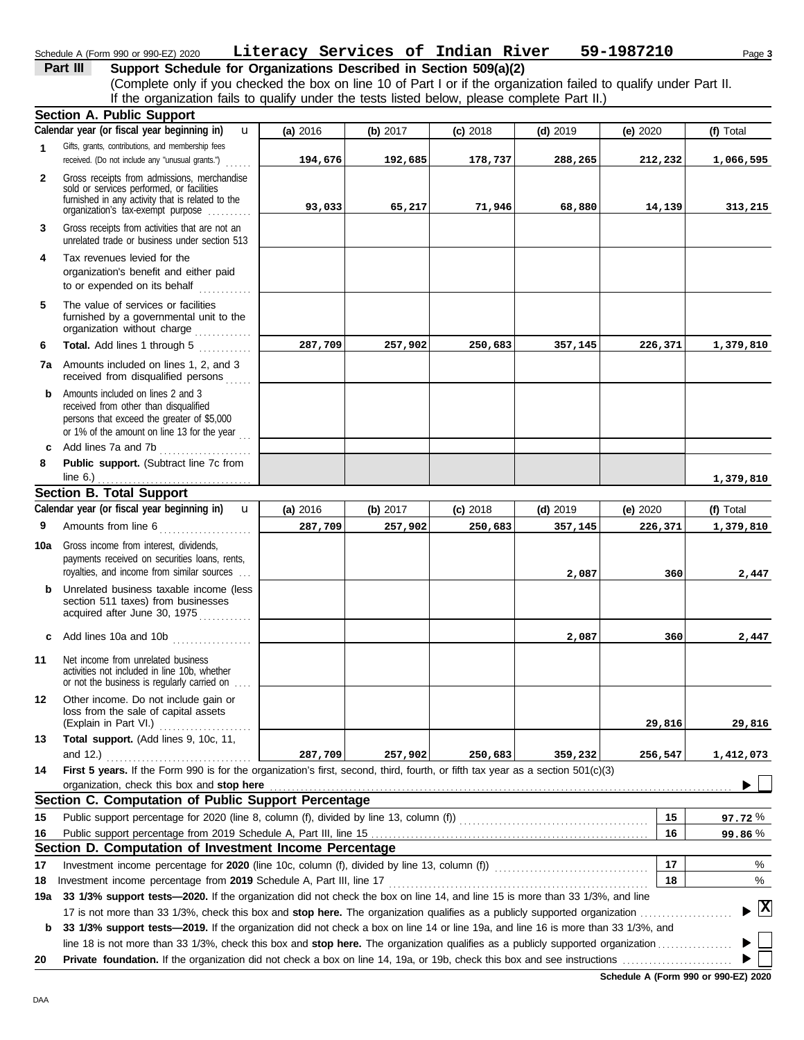Schedule A (Form 990 or 990-EZ) 2020 **Literacy Services of Indian River 59-1987210** Page **3**

## Part III Support Schedule for Organizations Described in Section 509(a)(2)

(Complete only if you checked the box on line 10 of Part I or if the organization failed to qualify under Part II. If the organization fails to qualify under the tests listed below, please complete Part II.)

### Section A. Public Support

| Calendar year (or fiscal year beginning in) | (a) 2016 | (b) 2017 | (c) 2018 | (d) 2019 | (e) 2020 | (f) Total |
|---|---|---|---|---|---|---|
| **1** Gifts, grants, contributions, and membership fees received. (Do not include any "unusual grants.") | 194,676 | 192,685 | 178,737 | 288,265 | 212,232 | 1,066,595 |
| **2** Gross receipts from admissions, merchandise sold or services performed, or facilities furnished in any activity that is related to the organization's tax-exempt purpose | 93,033 | 65,217 | 71,946 | 68,880 | 14,139 | 313,215 |
| **3** Gross receipts from activities that are not an unrelated trade or business under section 513 | | | | | | |
| **4** Tax revenues levied for the organization's benefit and either paid to or expended on its behalf | | | | | | |
| **5** The value of services or facilities furnished by a governmental unit to the organization without charge | | | | | | |
| **6** **Total.** Add lines 1 through 5 | 287,709 | 257,902 | 250,683 | 357,145 | 226,371 | 1,379,810 |
| **7a** Amounts included on lines 1, 2, and 3 received from disqualified persons | | | | | | |
| **b** Amounts included on lines 2 and 3 received from other than disqualified persons that exceed the greater of $5,000 or 1% of the amount on line 13 for the year | | | | | | |
| **c** Add lines 7a and 7b | | | | | | |
| **8** **Public support.** (Subtract line 7c from line 6.) | | | | | | 1,379,810 |

### Section B. Total Support

| Calendar year (or fiscal year beginning in) | (a) 2016 | (b) 2017 | (c) 2018 | (d) 2019 | (e) 2020 | (f) Total |
|---|---|---|---|---|---|---|
| **9** Amounts from line 6 | 287,709 | 257,902 | 250,683 | 357,145 | 226,371 | 1,379,810 |
| **10a** Gross income from interest, dividends, payments received on securities loans, rents, royalties, and income from similar sources | | | | 2,087 | 360 | 2,447 |
| **b** Unrelated business taxable income (less section 511 taxes) from businesses acquired after June 30, 1975 | | | | | | |
| **c** Add lines 10a and 10b | | | | 2,087 | 360 | 2,447 |
| **11** Net income from unrelated business activities not included in line 10b, whether or not the business is regularly carried on | | | | | | |
| **12** Other income. Do not include gain or loss from the sale of capital assets (Explain in Part VI.) | | | | | 29,816 | 29,816 |
| **13** **Total support.** (Add lines 9, 10c, 11, and 12.) | 287,709 | 257,902 | 250,683 | 359,232 | 256,547 | 1,412,073 |

**14** **First 5 years.** If the Form 990 is for the organization's first, second, third, fourth, or fifth tax year as a section 501(c)(3) organization, check this box and **stop here** ☐

### Section C. Computation of Public Support Percentage

| | | | |
|---|---|---|---|
| **15** | Public support percentage for 2020 (line 8, column (f), divided by line 13, column (f)) | 15 | 97.72 % |
| **16** | Public support percentage from 2019 Schedule A, Part III, line 15 | 16 | 99.86 % |

### Section D. Computation of Investment Income Percentage

| | | | |
|---|---|---|---|
| **17** | Investment income percentage for **2020** (line 10c, column (f), divided by line 13, column (f)) | 17 | % |
| **18** | Investment income percentage from **2019** Schedule A, Part III, line 17 | 18 | % |

**19a** **33 1/3% support tests—2020.** If the organization did not check the box on line 14, and line 15 is more than 33 1/3%, and line 17 is not more than 33 1/3%, check this box and **stop here.** The organization qualifies as a publicly supported organization ☒

**b** **33 1/3% support tests—2019.** If the organization did not check a box on line 14 or line 19a, and line 16 is more than 33 1/3%, and line 18 is not more than 33 1/3%, check this box and **stop here.** The organization qualifies as a publicly supported organization ☐

**20** **Private foundation.** If the organization did not check a box on line 14, 19a, or 19b, check this box and see instructions ☐

**Schedule A (Form 990 or 990-EZ) 2020**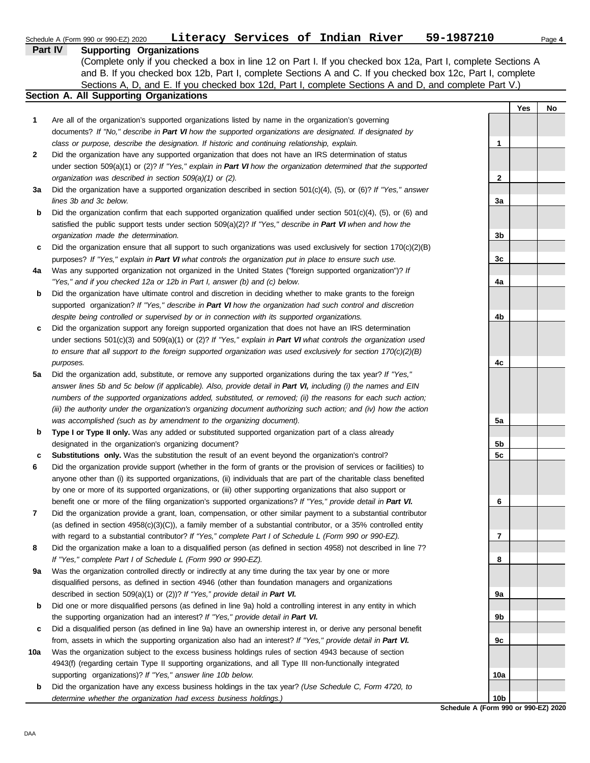Schedule A (Form 990 or 990-EZ) 2020 **Literacy Services of Indian River 59-1987210**

## Part IV Supporting Organizations

(Complete only if you checked a box in line 12 on Part I. If you checked box 12a, Part I, complete Sections A and B. If you checked box 12b, Part I, complete Sections A and C. If you checked box 12c, Part I, complete Sections A, D, and E. If you checked box 12d, Part I, complete Sections A and D, and complete Part V.)

### Section A. All Supporting Organizations

| | | | Yes | No |
|---|---|---|---|---|
| **1** | Are all of the organization's supported organizations listed by name in the organization's governing documents? *If "No," describe in **Part VI** how the supported organizations are designated. If designated by class or purpose, describe the designation. If historic and continuing relationship, explain.* | 1 | | |
| **2** | Did the organization have any supported organization that does not have an IRS determination of status under section 509(a)(1) or (2)? *If "Yes," explain in **Part VI** how the organization determined that the supported organization was described in section 509(a)(1) or (2).* | 2 | | |
| **3a** | Did the organization have a supported organization described in section 501(c)(4), (5), or (6)? *If "Yes," answer lines 3b and 3c below.* | 3a | | |
| **b** | Did the organization confirm that each supported organization qualified under section 501(c)(4), (5), or (6) and satisfied the public support tests under section 509(a)(2)? *If "Yes," describe in **Part VI** when and how the organization made the determination.* | 3b | | |
| **c** | Did the organization ensure that all support to such organizations was used exclusively for section 170(c)(2)(B) purposes? *If "Yes," explain in **Part VI** what controls the organization put in place to ensure such use.* | 3c | | |
| **4a** | Was any supported organization not organized in the United States ("foreign supported organization")? *If "Yes," and if you checked 12a or 12b in Part I, answer (b) and (c) below.* | 4a | | |
| **b** | Did the organization have ultimate control and discretion in deciding whether to make grants to the foreign supported organization? *If "Yes," describe in **Part VI** how the organization had such control and discretion despite being controlled or supervised by or in connection with its supported organizations.* | 4b | | |
| **c** | Did the organization support any foreign supported organization that does not have an IRS determination under sections 501(c)(3) and 509(a)(1) or (2)? *If "Yes," explain in **Part VI** what controls the organization used to ensure that all support to the foreign supported organization was used exclusively for section 170(c)(2)(B) purposes.* | 4c | | |
| **5a** | Did the organization add, substitute, or remove any supported organizations during the tax year? *If "Yes," answer lines 5b and 5c below (if applicable). Also, provide detail in **Part VI,** including (i) the names and EIN numbers of the supported organizations added, substituted, or removed; (ii) the reasons for each such action; (iii) the authority under the organization's organizing document authorizing such action; and (iv) how the action was accomplished (such as by amendment to the organizing document).* | 5a | | |
| **b** | **Type I or Type II only.** Was any added or substituted supported organization part of a class already designated in the organization's organizing document? | 5b | | |
| **c** | **Substitutions only.** Was the substitution the result of an event beyond the organization's control? | 5c | | |
| **6** | Did the organization provide support (whether in the form of grants or the provision of services or facilities) to anyone other than (i) its supported organizations, (ii) individuals that are part of the charitable class benefited by one or more of its supported organizations, or (iii) other supporting organizations that also support or benefit one or more of the filing organization's supported organizations? *If "Yes," provide detail in **Part VI.*** | 6 | | |
| **7** | Did the organization provide a grant, loan, compensation, or other similar payment to a substantial contributor (as defined in section 4958(c)(3)(C)), a family member of a substantial contributor, or a 35% controlled entity with regard to a substantial contributor? *If "Yes," complete Part I of Schedule L (Form 990 or 990-EZ).* | 7 | | |
| **8** | Did the organization make a loan to a disqualified person (as defined in section 4958) not described in line 7? *If "Yes," complete Part I of Schedule L (Form 990 or 990-EZ).* | 8 | | |
| **9a** | Was the organization controlled directly or indirectly at any time during the tax year by one or more disqualified persons, as defined in section 4946 (other than foundation managers and organizations described in section 509(a)(1) or (2))? *If "Yes," provide detail in **Part VI.*** | 9a | | |
| **b** | Did one or more disqualified persons (as defined in line 9a) hold a controlling interest in any entity in which the supporting organization had an interest? *If "Yes," provide detail in **Part VI.*** | 9b | | |
| **c** | Did a disqualified person (as defined in line 9a) have an ownership interest in, or derive any personal benefit from, assets in which the supporting organization also had an interest? *If "Yes," provide detail in **Part VI.*** | 9c | | |
| **10a** | Was the organization subject to the excess business holdings rules of section 4943 because of section 4943(f) (regarding certain Type II supporting organizations, and all Type III non-functionally integrated supporting organizations)? *If "Yes," answer line 10b below.* | 10a | | |
| **b** | Did the organization have any excess business holdings in the tax year? *(Use Schedule C, Form 4720, to determine whether the organization had excess business holdings.)* | 10b | | |

**Schedule A (Form 990 or 990-EZ) 2020**

DAA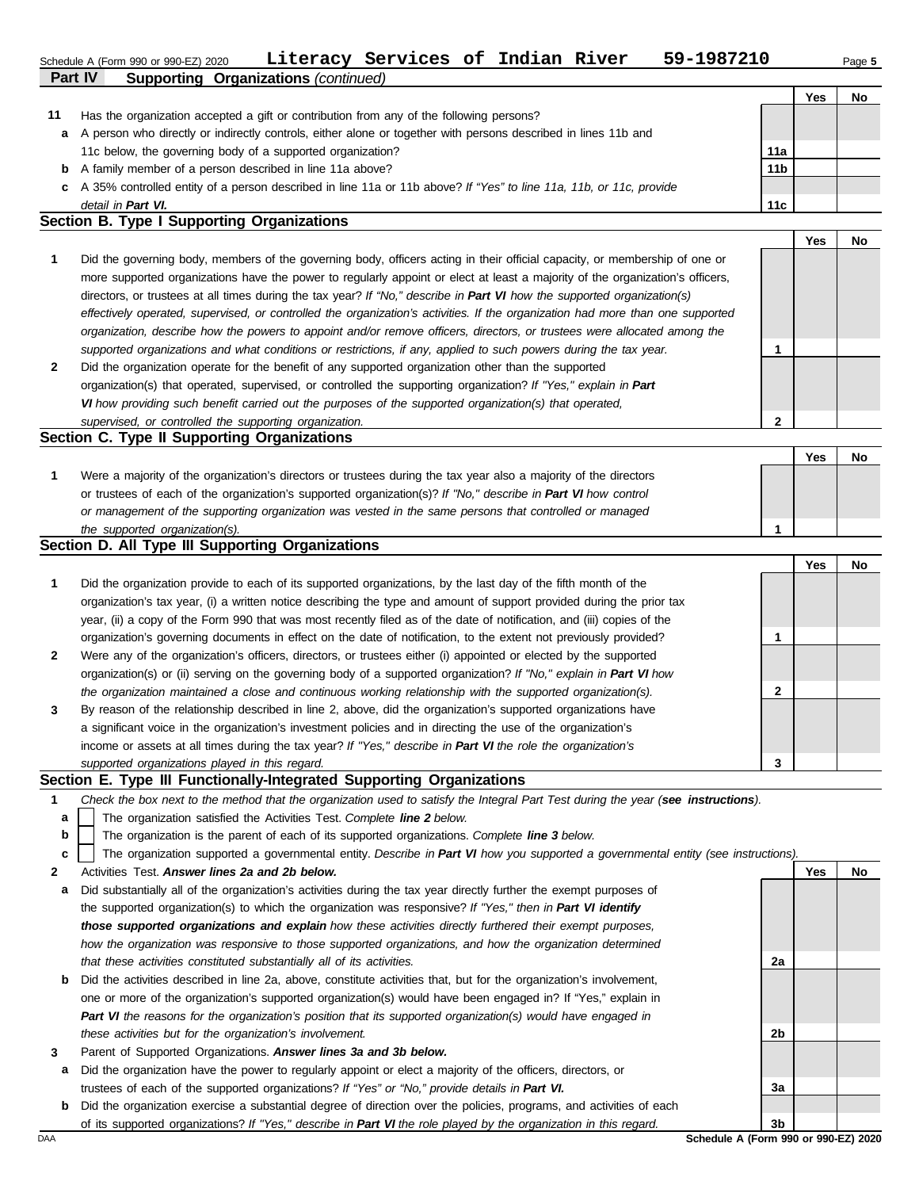Schedule A (Form 990 or 990-EZ) 2020 **Literacy Services of Indian River 59-1987210** Page 5

**Part IV Supporting Organizations** *(continued)*

| | | | Yes | No |
|---|---|---|---|---|
| **11** | Has the organization accepted a gift or contribution from any of the following persons? | | | |
| **a** | A person who directly or indirectly controls, either alone or together with persons described in lines 11b and 11c below, the governing body of a supported organization? | **11a** | | |
| **b** | A family member of a person described in line 11a above? | **11b** | | |
| **c** | A 35% controlled entity of a person described in line 11a or 11b above? *If "Yes" to line 11a, 11b, or 11c, provide detail in* ***Part VI.*** | **11c** | | |

## Section B. Type I Supporting Organizations

| | | | Yes | No |
|---|---|---|---|---|
| **1** | Did the governing body, members of the governing body, officers acting in their official capacity, or membership of one or more supported organizations have the power to regularly appoint or elect at least a majority of the organization's officers, directors, or trustees at all times during the tax year? *If "No," describe in* ***Part VI*** *how the supported organization(s) effectively operated, supervised, or controlled the organization's activities. If the organization had more than one supported organization, describe how the powers to appoint and/or remove officers, directors, or trustees were allocated among the supported organizations and what conditions or restrictions, if any, applied to such powers during the tax year.* | **1** | | |
| **2** | Did the organization operate for the benefit of any supported organization other than the supported organization(s) that operated, supervised, or controlled the supporting organization? *If "Yes," explain in* ***Part VI*** *how providing such benefit carried out the purposes of the supported organization(s) that operated, supervised, or controlled the supporting organization.* | **2** | | |

## Section C. Type II Supporting Organizations

| | | | Yes | No |
|---|---|---|---|---|
| **1** | Were a majority of the organization's directors or trustees during the tax year also a majority of the directors or trustees of each of the organization's supported organization(s)? *If "No," describe in* ***Part VI*** *how control or management of the supporting organization was vested in the same persons that controlled or managed the supported organization(s).* | **1** | | |

## Section D. All Type III Supporting Organizations

| | | | Yes | No |
|---|---|---|---|---|
| **1** | Did the organization provide to each of its supported organizations, by the last day of the fifth month of the organization's tax year, (i) a written notice describing the type and amount of support provided during the prior tax year, (ii) a copy of the Form 990 that was most recently filed as of the date of notification, and (iii) copies of the organization's governing documents in effect on the date of notification, to the extent not previously provided? | **1** | | |
| **2** | Were any of the organization's officers, directors, or trustees either (i) appointed or elected by the supported organization(s) or (ii) serving on the governing body of a supported organization? *If "No," explain in* ***Part VI*** *how the organization maintained a close and continuous working relationship with the supported organization(s).* | **2** | | |
| **3** | By reason of the relationship described in line 2, above, did the organization's supported organizations have a significant voice in the organization's investment policies and in directing the use of the organization's income or assets at all times during the tax year? *If "Yes," describe in* ***Part VI*** *the role the organization's supported organizations played in this regard.* | **3** | | |

## Section E. Type III Functionally-Integrated Supporting Organizations

**1** *Check the box next to the method that the organization used to satisfy the Integral Part Test during the year (**see instructions**).*

- **a** ☐ The organization satisfied the Activities Test. *Complete **line 2** below.*
- **b** ☐ The organization is the parent of each of its supported organizations. *Complete **line 3** below.*
- **c** ☐ The organization supported a governmental entity. *Describe in **Part VI** how you supported a governmental entity (see instructions).*

| | | | Yes | No |
|---|---|---|---|---|
| **2** | Activities Test. ***Answer lines 2a and 2b below.*** | | | |
| **a** | Did substantially all of the organization's activities during the tax year directly further the exempt purposes of the supported organization(s) to which the organization was responsive? *If "Yes," then in* ***Part VI identify those supported organizations and explain*** *how these activities directly furthered their exempt purposes, how the organization was responsive to those supported organizations, and how the organization determined that these activities constituted substantially all of its activities.* | **2a** | | |
| **b** | Did the activities described in line 2a, above, constitute activities that, but for the organization's involvement, one or more of the organization's supported organization(s) would have been engaged in? If "Yes," explain in ***Part VI*** *the reasons for the organization's position that its supported organization(s) would have engaged in these activities but for the organization's involvement.* | **2b** | | |
| **3** | Parent of Supported Organizations. ***Answer lines 3a and 3b below.*** | | | |
| **a** | Did the organization have the power to regularly appoint or elect a majority of the officers, directors, or trustees of each of the supported organizations? *If "Yes" or "No," provide details in* ***Part VI.*** | **3a** | | |
| **b** | Did the organization exercise a substantial degree of direction over the policies, programs, and activities of each of its supported organizations? *If "Yes," describe in* ***Part VI*** *the role played by the organization in this regard.* | **3b** | | |

DAA **Schedule A (Form 990 or 990-EZ) 2020**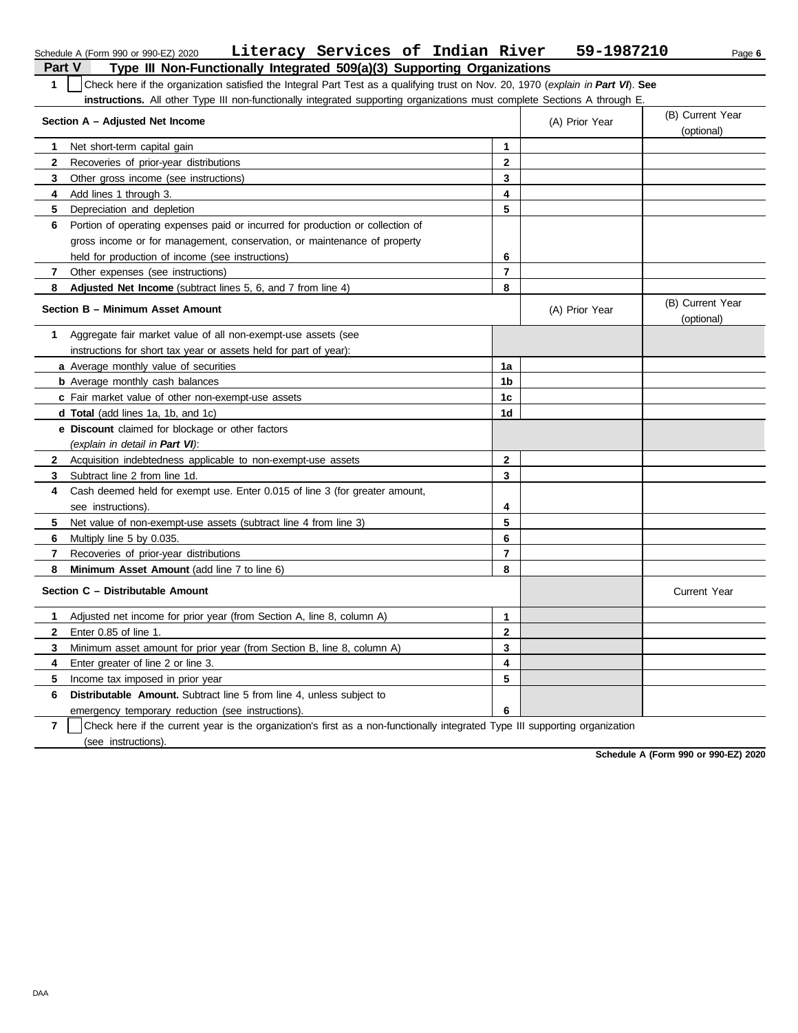Schedule A (Form 990 or 990-EZ) 2020 **Literacy Services of Indian River 59-1987210** Page **6**

## Part V Type III Non-Functionally Integrated 509(a)(3) Supporting Organizations

**1** ☐ Check here if the organization satisfied the Integral Part Test as a qualifying trust on Nov. 20, 1970 (*explain in* ***Part VI***). **See instructions.** All other Type III non-functionally integrated supporting organizations must complete Sections A through E.

| Section A – Adjusted Net Income | | (A) Prior Year | (B) Current Year (optional) |
|---|---|---|---|
| **1** Net short-term capital gain | **1** | | |
| **2** Recoveries of prior-year distributions | **2** | | |
| **3** Other gross income (see instructions) | **3** | | |
| **4** Add lines 1 through 3. | **4** | | |
| **5** Depreciation and depletion | **5** | | |
| **6** Portion of operating expenses paid or incurred for production or collection of gross income or for management, conservation, or maintenance of property held for production of income (see instructions) | **6** | | |
| **7** Other expenses (see instructions) | **7** | | |
| **8** **Adjusted Net Income** (subtract lines 5, 6, and 7 from line 4) | **8** | | |

| Section B – Minimum Asset Amount | | (A) Prior Year | (B) Current Year (optional) |
|---|---|---|---|
| **1** Aggregate fair market value of all non-exempt-use assets (see instructions for short tax year or assets held for part of year): | | | |
| **a** Average monthly value of securities | **1a** | | |
| **b** Average monthly cash balances | **1b** | | |
| **c** Fair market value of other non-exempt-use assets | **1c** | | |
| **d** **Total** (add lines 1a, 1b, and 1c) | **1d** | | |
| **e** **Discount** claimed for blockage or other factors (*explain in detail in* ***Part VI***): | | | |
| **2** Acquisition indebtedness applicable to non-exempt-use assets | **2** | | |
| **3** Subtract line 2 from line 1d. | **3** | | |
| **4** Cash deemed held for exempt use. Enter 0.015 of line 3 (for greater amount, see instructions). | **4** | | |
| **5** Net value of non-exempt-use assets (subtract line 4 from line 3) | **5** | | |
| **6** Multiply line 5 by 0.035. | **6** | | |
| **7** Recoveries of prior-year distributions | **7** | | |
| **8** **Minimum Asset Amount** (add line 7 to line 6) | **8** | | |

| Section C – Distributable Amount | | | Current Year |
|---|---|---|---|
| **1** Adjusted net income for prior year (from Section A, line 8, column A) | **1** | | |
| **2** Enter 0.85 of line 1. | **2** | | |
| **3** Minimum asset amount for prior year (from Section B, line 8, column A) | **3** | | |
| **4** Enter greater of line 2 or line 3. | **4** | | |
| **5** Income tax imposed in prior year | **5** | | |
| **6** **Distributable Amount.** Subtract line 5 from line 4, unless subject to emergency temporary reduction (see instructions). | **6** | | |

**7** ☐ Check here if the current year is the organization's first as a non-functionally integrated Type III supporting organization (see instructions).

**Schedule A (Form 990 or 990-EZ) 2020**

DAA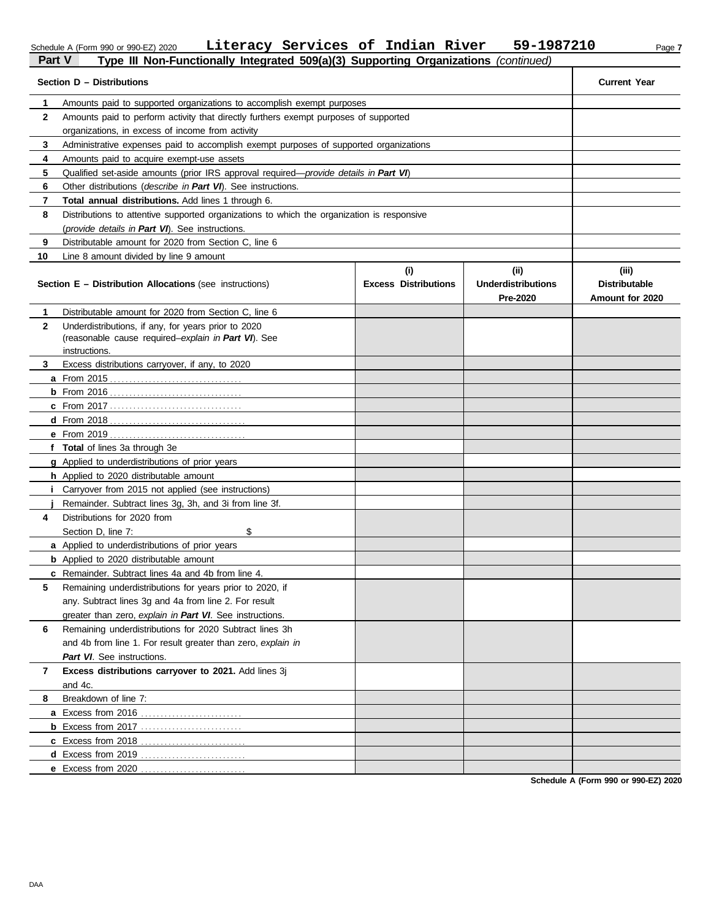Schedule A (Form 990 or 990-EZ) 2020 **Literacy Services of Indian River 59-1987210** Page **7**

## Part V Type III Non-Functionally Integrated 509(a)(3) Supporting Organizations *(continued)*

| **Section D – Distributions** | | **Current Year** |
|---|---|---|
| 1 | Amounts paid to supported organizations to accomplish exempt purposes | |
| 2 | Amounts paid to perform activity that directly furthers exempt purposes of supported organizations, in excess of income from activity | |
| 3 | Administrative expenses paid to accomplish exempt purposes of supported organizations | |
| 4 | Amounts paid to acquire exempt-use assets | |
| 5 | Qualified set-aside amounts (prior IRS approval required—*provide details in **Part VI***) | |
| 6 | Other distributions (*describe in **Part VI***). See instructions. | |
| 7 | **Total annual distributions.** Add lines 1 through 6. | |
| 8 | Distributions to attentive supported organizations to which the organization is responsive (*provide details in **Part VI***). See instructions. | |
| 9 | Distributable amount for 2020 from Section C, line 6 | |
| 10 | Line 8 amount divided by line 9 amount | |

| **Section E – Distribution Allocations** (see instructions) | | **(i) Excess Distributions** | **(ii) Underdistributions Pre-2020** | **(iii) Distributable Amount for 2020** |
|---|---|---|---|---|
| 1 | Distributable amount for 2020 from Section C, line 6 | | | |
| 2 | Underdistributions, if any, for years prior to 2020 (reasonable cause required–*explain in **Part VI***). See instructions. | | | |
| 3 | Excess distributions carryover, if any, to 2020 | | | |
| a | From 2015 | | | |
| b | From 2016 | | | |
| c | From 2017 | | | |
| d | From 2018 | | | |
| e | From 2019 | | | |
| f | **Total** of lines 3a through 3e | | | |
| g | Applied to underdistributions of prior years | | | |
| h | Applied to 2020 distributable amount | | | |
| i | Carryover from 2015 not applied (see instructions) | | | |
| j | Remainder. Subtract lines 3g, 3h, and 3i from line 3f. | | | |
| 4 | Distributions for 2020 from Section D, line 7: $ | | | |
| a | Applied to underdistributions of prior years | | | |
| b | Applied to 2020 distributable amount | | | |
| c | Remainder. Subtract lines 4a and 4b from line 4. | | | |
| 5 | Remaining underdistributions for years prior to 2020, if any. Subtract lines 3g and 4a from line 2. For result greater than zero, *explain in **Part VI***. See instructions. | | | |
| 6 | Remaining underdistributions for 2020 Subtract lines 3h and 4b from line 1. For result greater than zero, *explain in **Part VI***. See instructions. | | | |
| 7 | **Excess distributions carryover to 2021.** Add lines 3j and 4c. | | | |
| 8 | Breakdown of line 7: | | | |
| a | Excess from 2016 | | | |
| b | Excess from 2017 | | | |
| c | Excess from 2018 | | | |
| d | Excess from 2019 | | | |
| e | Excess from 2020 | | | |

**Schedule A (Form 990 or 990-EZ) 2020**

DAA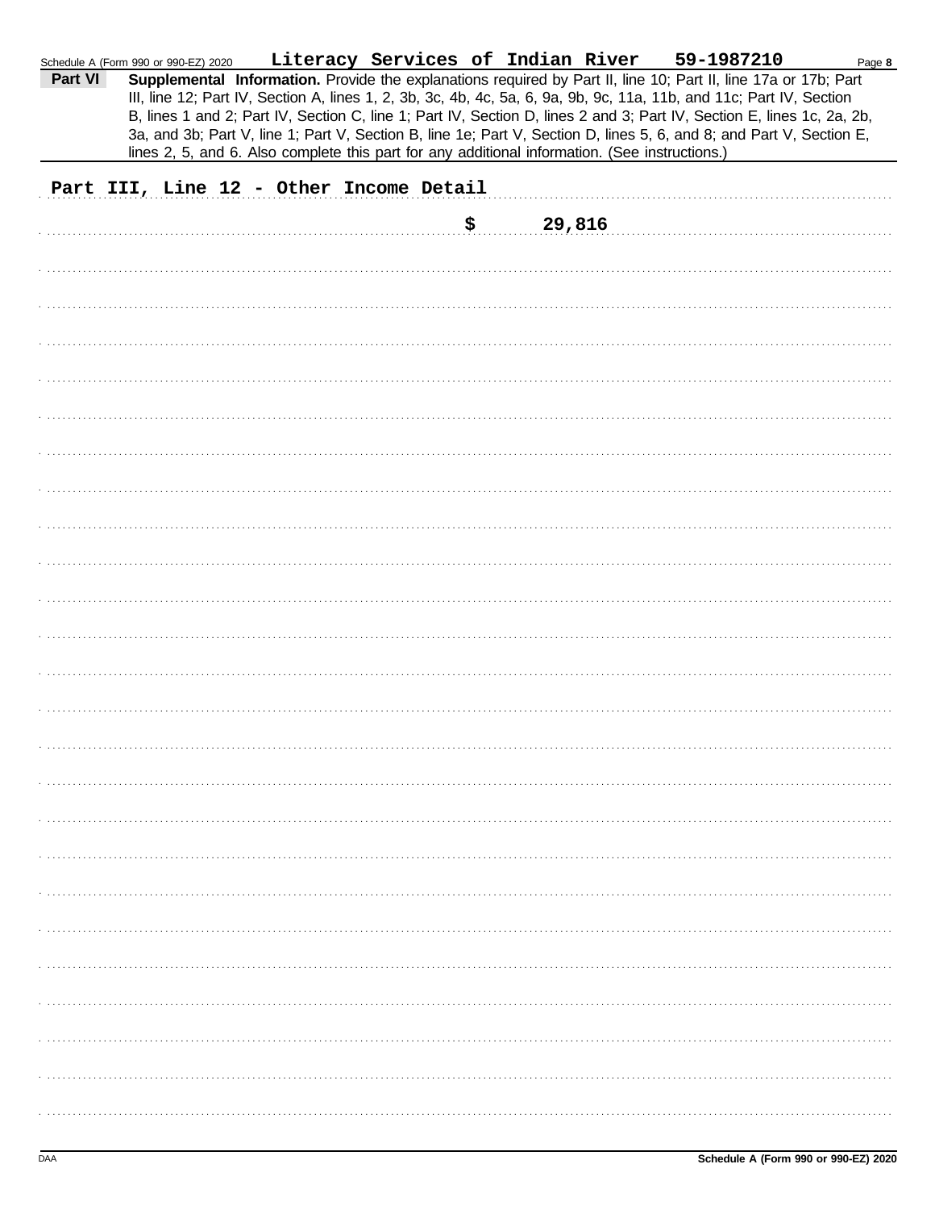Schedule A (Form 990 or 990-EZ) 2020 **Literacy Services of Indian River** **59-1987210** Page **8**

**Part VI** **Supplemental Information.** Provide the explanations required by Part II, line 10; Part II, line 17a or 17b; Part III, line 12; Part IV, Section A, lines 1, 2, 3b, 3c, 4b, 4c, 5a, 6, 9a, 9b, 9c, 11a, 11b, and 11c; Part IV, Section B, lines 1 and 2; Part IV, Section C, line 1; Part IV, Section D, lines 2 and 3; Part IV, Section E, lines 1c, 2a, 2b, 3a, and 3b; Part V, line 1; Part V, Section B, line 1e; Part V, Section D, lines 5, 6, and 8; and Part V, Section E, lines 2, 5, and 6. Also complete this part for any additional information. (See instructions.)

**Part III, Line 12 - Other Income Detail**

**$ 29,816**

DAA **Schedule A (Form 990 or 990-EZ) 2020**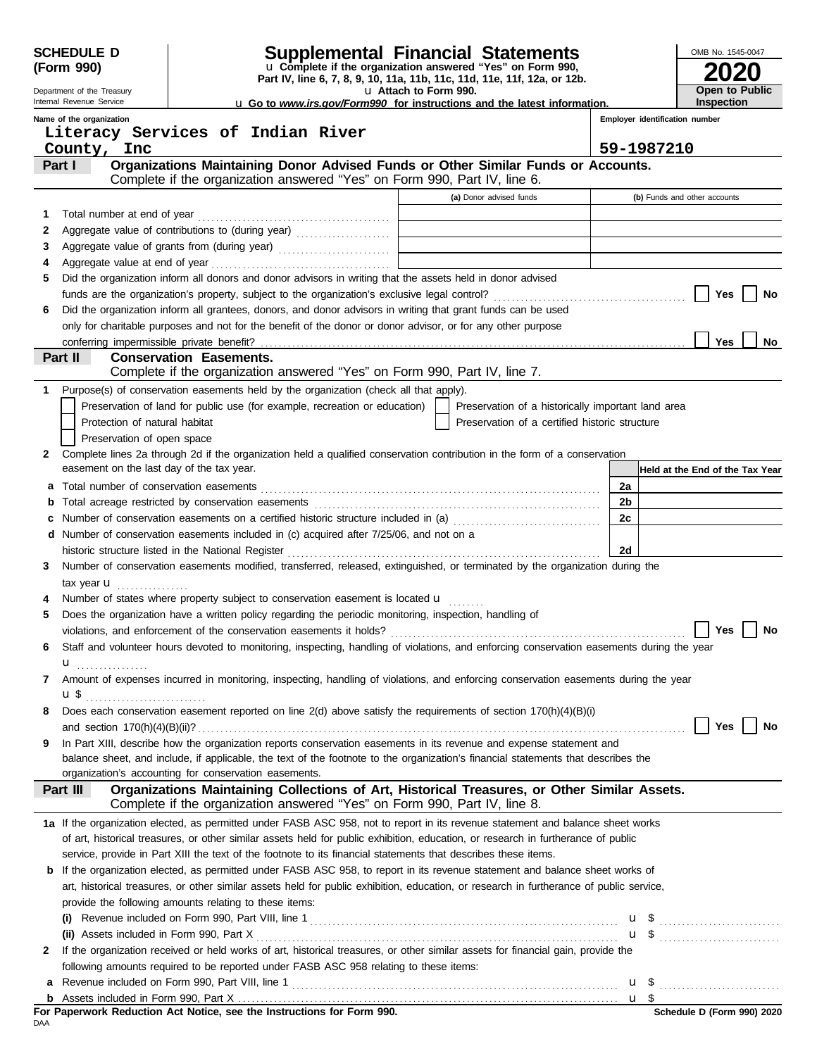**SCHEDULE D (Form 990)**

Department of the Treasury
Internal Revenue Service

# Supplemental Financial Statements

u Complete if the organization answered "Yes" on Form 990, Part IV, line 6, 7, 8, 9, 10, 11a, 11b, 11c, 11d, 11e, 11f, 12a, or 12b.
u Attach to Form 990.
u Go to *www.irs.gov/Form990* for instructions and the latest information.

OMB No. 1545-0047

**2020**

**Open to Public Inspection**

**Name of the organization:** Literacy Services of Indian River County, Inc

**Employer identification number:** 59-1987210

## Part I — Organizations Maintaining Donor Advised Funds or Other Similar Funds or Accounts.

Complete if the organization answered "Yes" on Form 990, Part IV, line 6.

| | | (a) Donor advised funds | (b) Funds and other accounts |
|---|---|---|---|
| 1 | Total number at end of year | | |
| 2 | Aggregate value of contributions to (during year) | | |
| 3 | Aggregate value of grants from (during year) | | |
| 4 | Aggregate value at end of year | | |

5 Did the organization inform all donors and donor advisors in writing that the assets held in donor advised funds are the organization's property, subject to the organization's exclusive legal control? ☐ Yes ☐ No

6 Did the organization inform all grantees, donors, and donor advisors in writing that grant funds can be used only for charitable purposes and not for the benefit of the donor or donor advisor, or for any other purpose conferring impermissible private benefit? ☐ Yes ☐ No

## Part II — Conservation Easements.

Complete if the organization answered "Yes" on Form 990, Part IV, line 7.

1 Purpose(s) of conservation easements held by the organization (check all that apply).

- ☐ Preservation of land for public use (for example, recreation or education)
- ☐ Preservation of a historically important land area
- ☐ Protection of natural habitat
- ☐ Preservation of a certified historic structure
- ☐ Preservation of open space

2 Complete lines 2a through 2d if the organization held a qualified conservation contribution in the form of a conservation easement on the last day of the tax year.

| | | | Held at the End of the Tax Year |
|---|---|---|---|
| a | Total number of conservation easements | 2a | |
| b | Total acreage restricted by conservation easements | 2b | |
| c | Number of conservation easements on a certified historic structure included in (a) | 2c | |
| d | Number of conservation easements included in (c) acquired after 7/25/06, and not on a historic structure listed in the National Register | 2d | |

3 Number of conservation easements modified, transferred, released, extinguished, or terminated by the organization during the tax year u

4 Number of states where property subject to conservation easement is located u

5 Does the organization have a written policy regarding the periodic monitoring, inspection, handling of violations, and enforcement of the conservation easements it holds? ☐ Yes ☐ No

6 Staff and volunteer hours devoted to monitoring, inspecting, handling of violations, and enforcing conservation easements during the year u

7 Amount of expenses incurred in monitoring, inspecting, handling of violations, and enforcing conservation easements during the year u $

8 Does each conservation easement reported on line 2(d) above satisfy the requirements of section 170(h)(4)(B)(i) and section 170(h)(4)(B)(ii)? ☐ Yes ☐ No

9 In Part XIII, describe how the organization reports conservation easements in its revenue and expense statement and balance sheet, and include, if applicable, the text of the footnote to the organization's financial statements that describes the organization's accounting for conservation easements.

## Part III — Organizations Maintaining Collections of Art, Historical Treasures, or Other Similar Assets.

Complete if the organization answered "Yes" on Form 990, Part IV, line 8.

1a If the organization elected, as permitted under FASB ASC 958, not to report in its revenue statement and balance sheet works of art, historical treasures, or other similar assets held for public exhibition, education, or research in furtherance of public service, provide in Part XIII the text of the footnote to its financial statements that describes these items.

b If the organization elected, as permitted under FASB ASC 958, to report in its revenue statement and balance sheet works of art, historical treasures, or other similar assets held for public exhibition, education, or research in furtherance of public service, provide the following amounts relating to these items:

(i) Revenue included on Form 990, Part VIII, line 1 u $

(ii) Assets included in Form 990, Part X u $

2 If the organization received or held works of art, historical treasures, or other similar assets for financial gain, provide the following amounts required to be reported under FASB ASC 958 relating to these items:

a Revenue included on Form 990, Part VIII, line 1 u $

b Assets included in Form 990, Part X u $

**For Paperwork Reduction Act Notice, see the Instructions for Form 990.**

DAA

**Schedule D (Form 990) 2020**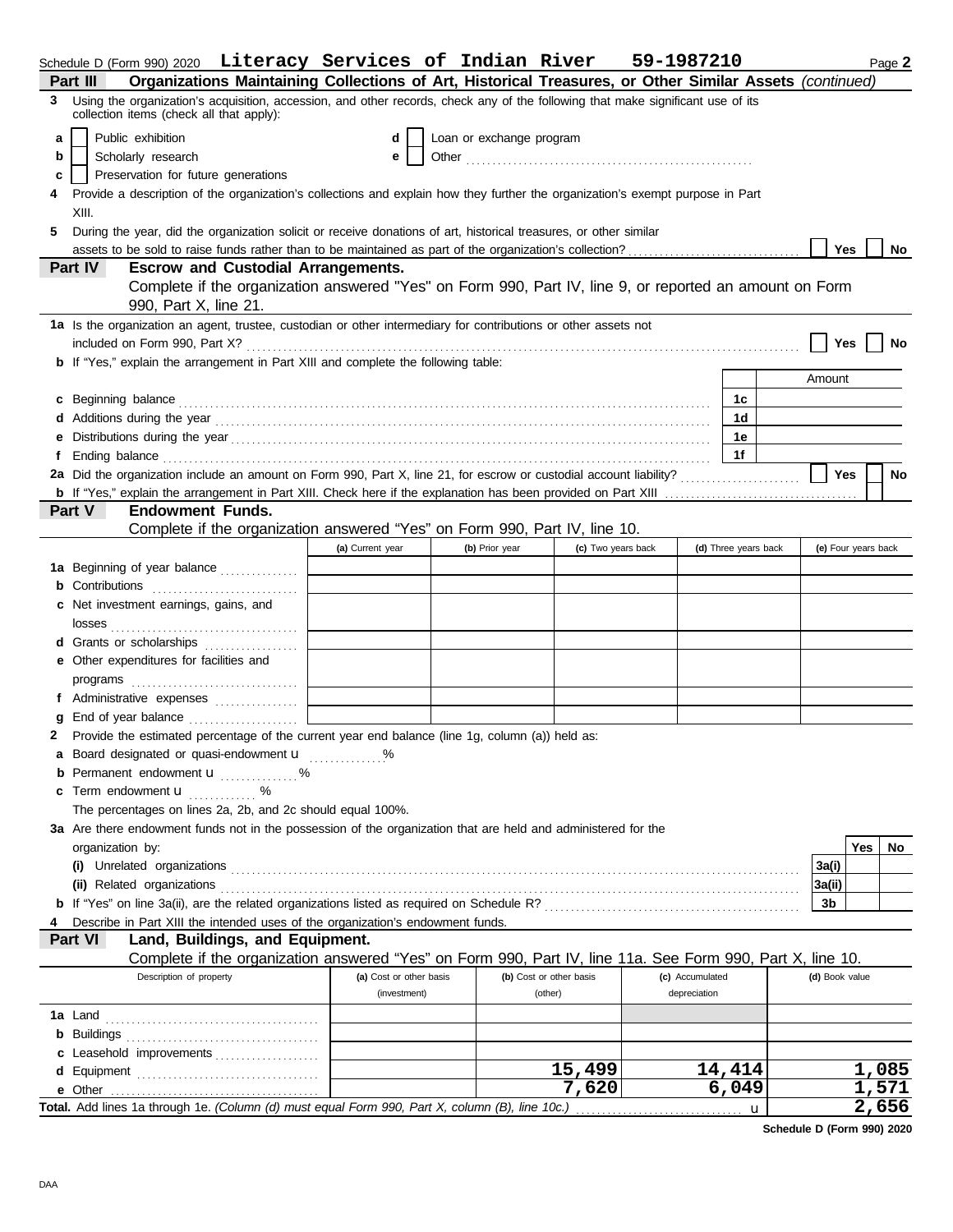Schedule D (Form 990) 2020 **Literacy Services of Indian River** **59-1987210** Page **2**

## Part III — Organizations Maintaining Collections of Art, Historical Treasures, or Other Similar Assets *(continued)*

**3** Using the organization's acquisition, accession, and other records, check any of the following that make significant use of its collection items (check all that apply):

- **a** ☐ Public exhibition
- **b** ☐ Scholarly research
- **c** ☐ Preservation for future generations
- **d** ☐ Loan or exchange program
- **e** ☐ Other ..........

**4** Provide a description of the organization's collections and explain how they further the organization's exempt purpose in Part XIII.

**5** During the year, did the organization solicit or receive donations of art, historical treasures, or other similar assets to be sold to raise funds rather than to be maintained as part of the organization's collection? ☐ Yes ☐ No

## Part IV — Escrow and Custodial Arrangements.

Complete if the organization answered "Yes" on Form 990, Part IV, line 9, or reported an amount on Form 990, Part X, line 21.

**1a** Is the organization an agent, trustee, custodian or other intermediary for contributions or other assets not included on Form 990, Part X? ☐ Yes ☐ No

**b** If "Yes," explain the arrangement in Part XIII and complete the following table:

| | | Amount |
|---|---|---|
| **c** Beginning balance | 1c | |
| **d** Additions during the year | 1d | |
| **e** Distributions during the year | 1e | |
| **f** Ending balance | 1f | |

**2a** Did the organization include an amount on Form 990, Part X, line 21, for escrow or custodial account liability? ☐ Yes ☐ No

**b** If "Yes," explain the arrangement in Part XIII. Check here if the explanation has been provided on Part XIII ☐

## Part V — Endowment Funds.

Complete if the organization answered "Yes" on Form 990, Part IV, line 10.

| | (a) Current year | (b) Prior year | (c) Two years back | (d) Three years back | (e) Four years back |
|---|---|---|---|---|---|
| **1a** Beginning of year balance | | | | | |
| **b** Contributions | | | | | |
| **c** Net investment earnings, gains, and losses | | | | | |
| **d** Grants or scholarships | | | | | |
| **e** Other expenditures for facilities and programs | | | | | |
| **f** Administrative expenses | | | | | |
| **g** End of year balance | | | | | |

**2** Provide the estimated percentage of the current year end balance (line 1g, column (a)) held as:

- **a** Board designated or quasi-endowment ► ..........%
- **b** Permanent endowment ► ..........%
- **c** Term endowment ► ..........%

The percentages on lines 2a, 2b, and 2c should equal 100%.

**3a** Are there endowment funds not in the possession of the organization that are held and administered for the organization by:

| | | Yes | No |
|---|---|---|---|
| **(i)** Unrelated organizations | 3a(i) | | |
| **(ii)** Related organizations | 3a(ii) | | |
| **b** If "Yes" on line 3a(ii), are the related organizations listed as required on Schedule R? | 3b | | |

**4** Describe in Part XIII the intended uses of the organization's endowment funds.

## Part VI — Land, Buildings, and Equipment.

Complete if the organization answered "Yes" on Form 990, Part IV, line 11a. See Form 990, Part X, line 10.

| Description of property | (a) Cost or other basis (investment) | (b) Cost or other basis (other) | (c) Accumulated depreciation | (d) Book value |
|---|---|---|---|---|
| **1a** Land | | | | |
| **b** Buildings | | | | |
| **c** Leasehold improvements | | | | |
| **d** Equipment | | 15,499 | 14,414 | 1,085 |
| **e** Other | | 7,620 | 6,049 | 1,571 |
| **Total.** Add lines 1a through 1e. *(Column (d) must equal Form 990, Part X, column (B), line 10c.)* ► | | | | 2,656 |

**Schedule D (Form 990) 2020**

DAA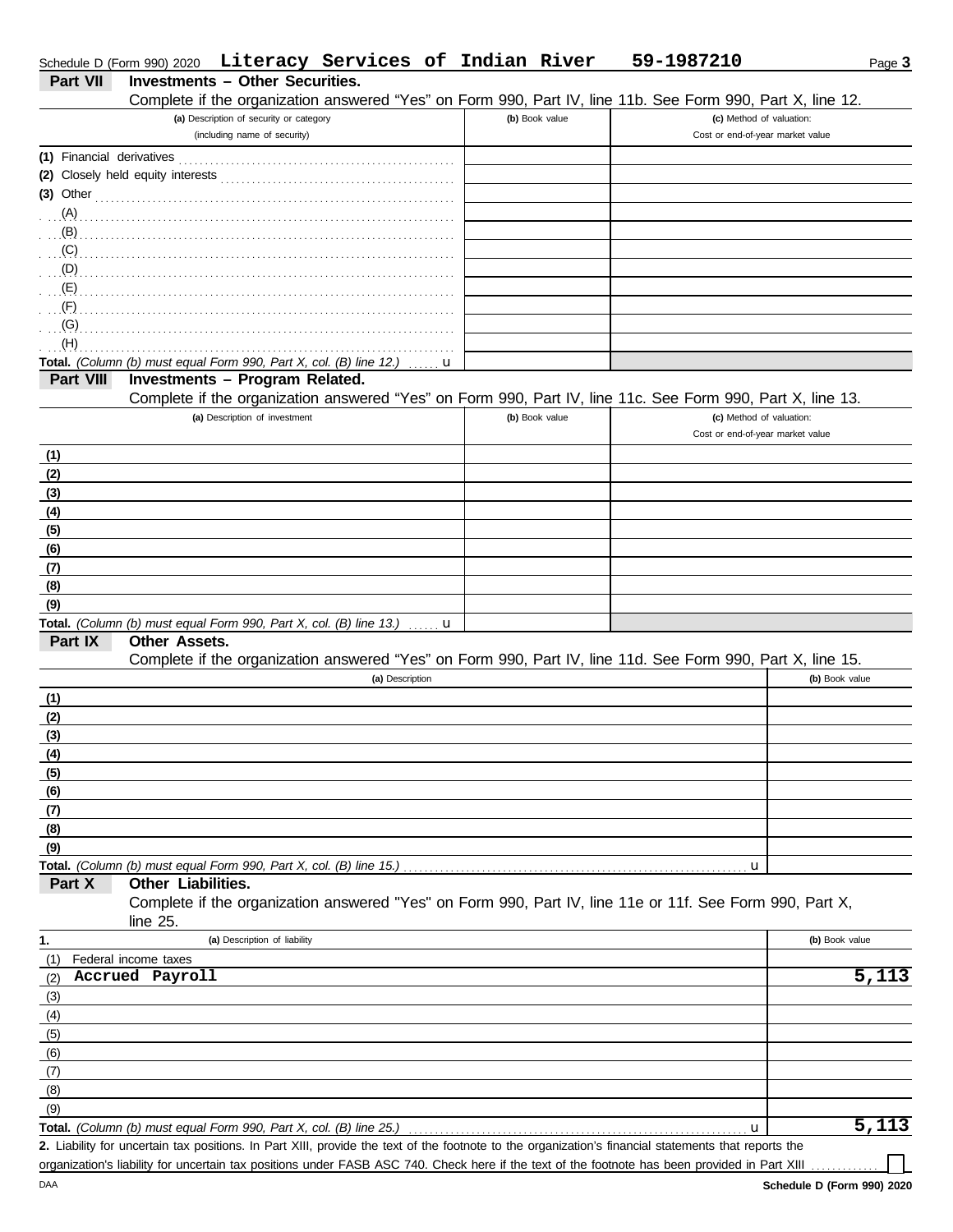Schedule D (Form 990) 2020 **Literacy Services of Indian River** **59-1987210**

## Part VII Investments – Other Securities.

Complete if the organization answered "Yes" on Form 990, Part IV, line 11b. See Form 990, Part X, line 12.

| (a) Description of security or category (including name of security) | (b) Book value | (c) Method of valuation: Cost or end-of-year market value |
|---|---|---|
| (1) Financial derivatives | | |
| (2) Closely held equity interests | | |
| (3) Other | | |
| (A) | | |
| (B) | | |
| (C) | | |
| (D) | | |
| (E) | | |
| (F) | | |
| (G) | | |
| (H) | | |
| **Total.** *(Column (b) must equal Form 990, Part X, col. (B) line 12.)* | | |

## Part VIII Investments – Program Related.

Complete if the organization answered "Yes" on Form 990, Part IV, line 11c. See Form 990, Part X, line 13.

| (a) Description of investment | (b) Book value | (c) Method of valuation: Cost or end-of-year market value |
|---|---|---|
| (1) | | |
| (2) | | |
| (3) | | |
| (4) | | |
| (5) | | |
| (6) | | |
| (7) | | |
| (8) | | |
| (9) | | |
| **Total.** *(Column (b) must equal Form 990, Part X, col. (B) line 13.)* | | |

## Part IX Other Assets.

Complete if the organization answered "Yes" on Form 990, Part IV, line 11d. See Form 990, Part X, line 15.

| (a) Description | (b) Book value |
|---|---|
| (1) | |
| (2) | |
| (3) | |
| (4) | |
| (5) | |
| (6) | |
| (7) | |
| (8) | |
| (9) | |
| **Total.** *(Column (b) must equal Form 990, Part X, col. (B) line 15.)* | |

## Part X Other Liabilities.

Complete if the organization answered "Yes" on Form 990, Part IV, line 11e or 11f. See Form 990, Part X, line 25.

| 1. (a) Description of liability | (b) Book value |
|---|---|
| (1) Federal income taxes | |
| (2) Accrued Payroll | 5,113 |
| (3) | |
| (4) | |
| (5) | |
| (6) | |
| (7) | |
| (8) | |
| (9) | |
| **Total.** *(Column (b) must equal Form 990, Part X, col. (B) line 25.)* | 5,113 |

**2.** Liability for uncertain tax positions. In Part XIII, provide the text of the footnote to the organization's financial statements that reports the organization's liability for uncertain tax positions under FASB ASC 740. Check here if the text of the footnote has been provided in Part XIII ☐

Schedule D (Form 990) 2020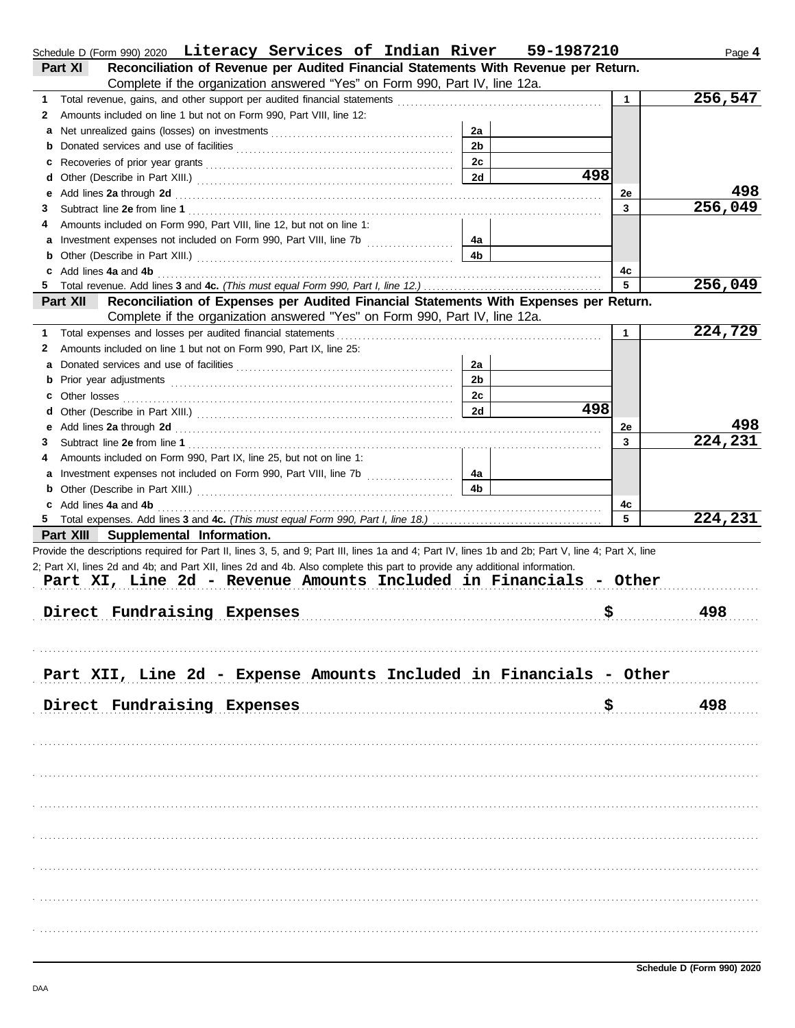Schedule D (Form 990) 2020 **Literacy Services of Indian River** **59-1987210**

## Part XI Reconciliation of Revenue per Audited Financial Statements With Revenue per Return.

Complete if the organization answered "Yes" on Form 990, Part IV, line 12a.

| | | | | | |
|---|---|---|---|---|---|
| 1 | Total revenue, gains, and other support per audited financial statements | | | 1 | 256,547 |
| 2 | Amounts included on line 1 but not on Form 990, Part VIII, line 12: | | | | |
| a | Net unrealized gains (losses) on investments | 2a | | | |
| b | Donated services and use of facilities | 2b | | | |
| c | Recoveries of prior year grants | 2c | | | |
| d | Other (Describe in Part XIII.) | 2d | 498 | | |
| e | Add lines **2a** through **2d** | | | 2e | 498 |
| 3 | Subtract line **2e** from line **1** | | | 3 | 256,049 |
| 4 | Amounts included on Form 990, Part VIII, line 12, but not on line 1: | | | | |
| a | Investment expenses not included on Form 990, Part VIII, line 7b | 4a | | | |
| b | Other (Describe in Part XIII.) | 4b | | | |
| c | Add lines **4a** and **4b** | | | 4c | |
| 5 | Total revenue. Add lines **3** and **4c.** *(This must equal Form 990, Part I, line 12.)* | | | 5 | 256,049 |

## Part XII Reconciliation of Expenses per Audited Financial Statements With Expenses per Return.

Complete if the organization answered "Yes" on Form 990, Part IV, line 12a.

| | | | | | |
|---|---|---|---|---|---|
| 1 | Total expenses and losses per audited financial statements | | | 1 | 224,729 |
| 2 | Amounts included on line 1 but not on Form 990, Part IX, line 25: | | | | |
| a | Donated services and use of facilities | 2a | | | |
| b | Prior year adjustments | 2b | | | |
| c | Other losses | 2c | | | |
| d | Other (Describe in Part XIII.) | 2d | 498 | | |
| e | Add lines **2a** through **2d** | | | 2e | 498 |
| 3 | Subtract line **2e** from line **1** | | | 3 | 224,231 |
| 4 | Amounts included on Form 990, Part IX, line 25, but not on line 1: | | | | |
| a | Investment expenses not included on Form 990, Part VIII, line 7b | 4a | | | |
| b | Other (Describe in Part XIII.) | 4b | | | |
| c | Add lines **4a** and **4b** | | | 4c | |
| 5 | Total expenses. Add lines **3** and **4c.** *(This must equal Form 990, Part I, line 18.)* | | | 5 | 224,231 |

## Part XIII Supplemental Information.

Provide the descriptions required for Part II, lines 3, 5, and 9; Part III, lines 1a and 4; Part IV, lines 1b and 2b; Part V, line 4; Part X, line 2; Part XI, lines 2d and 4b; and Part XII, lines 2d and 4b. Also complete this part to provide any additional information.

**Part XI, Line 2d - Revenue Amounts Included in Financials - Other**

Direct Fundraising Expenses $ 498

**Part XII, Line 2d - Expense Amounts Included in Financials - Other**

Direct Fundraising Expenses $ 498

Schedule D (Form 990) 2020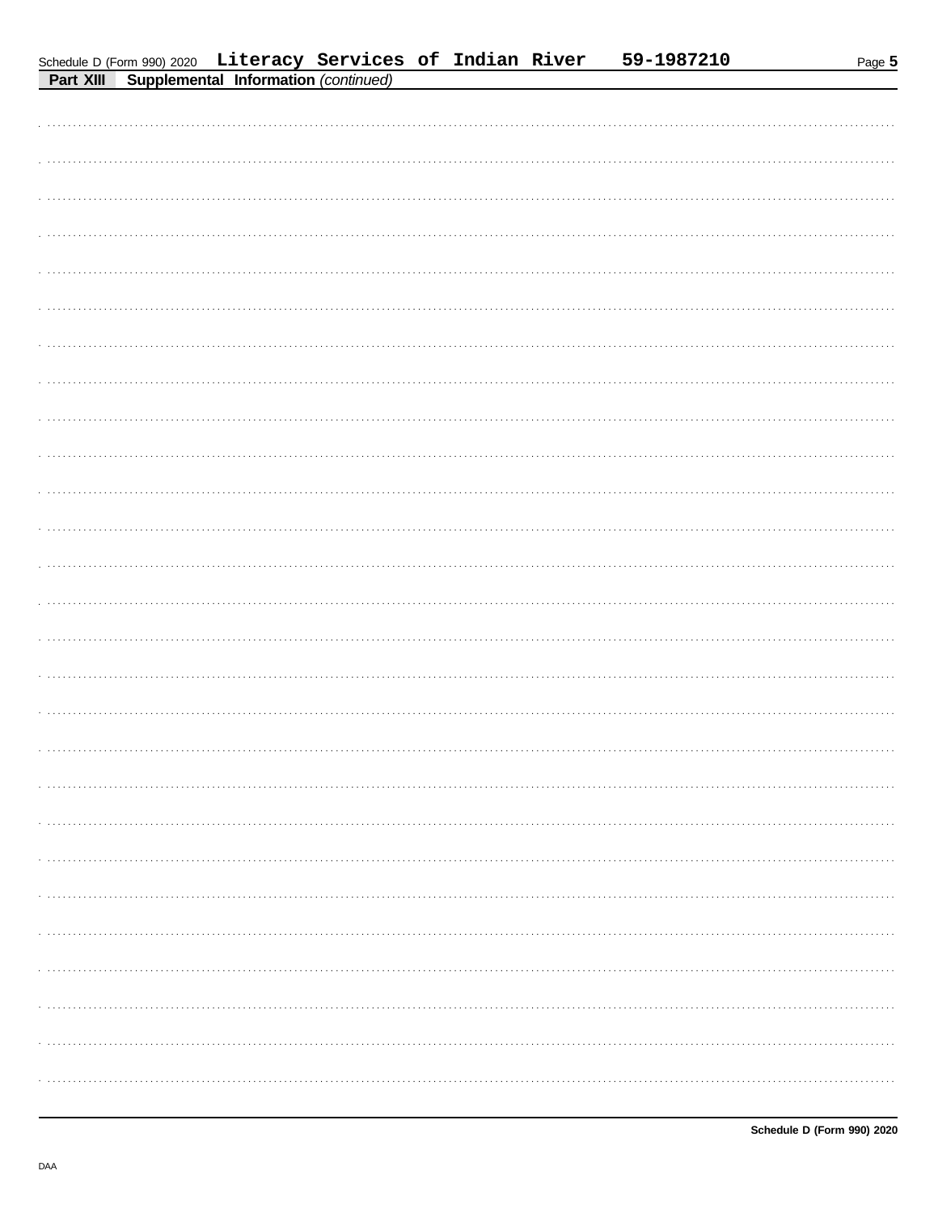Schedule D (Form 990) 2020 Literacy Services of Indian River 59-1987210

**Part XIII Supplemental Information** *(continued)*

Schedule D (Form 990) 2020

DAA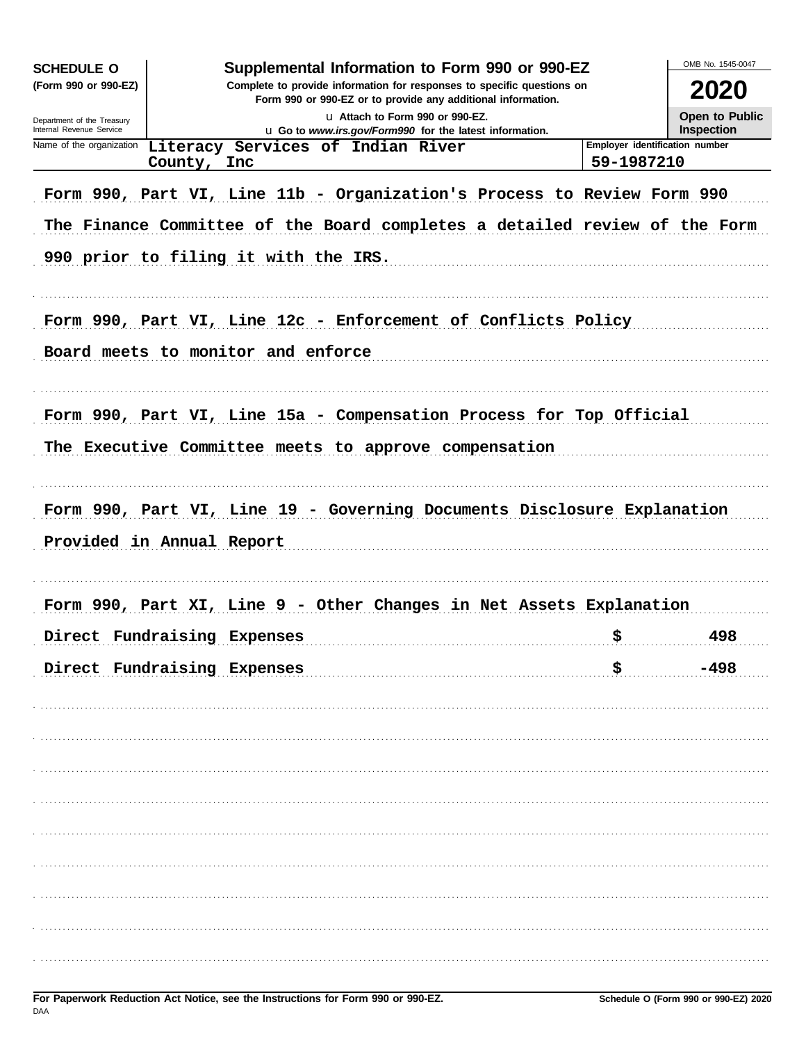**SCHEDULE O (Form 990 or 990-EZ)**

Department of the Treasury
Internal Revenue Service

# Supplemental Information to Form 990 or 990-EZ

**Complete to provide information for responses to specific questions on Form 990 or 990-EZ or to provide any additional information.**

u Attach to Form 990 or 990-EZ.

u Go to *www.irs.gov/Form990* for the latest information.

OMB No. 1545-0047

**2020**

**Open to Public Inspection**

| Name of the organization | Employer identification number |
|---|---|
| Literacy Services of Indian River County, Inc | 59-1987210 |

Form 990, Part VI, Line 11b - Organization's Process to Review Form 990

The Finance Committee of the Board completes a detailed review of the Form 990 prior to filing it with the IRS.

Form 990, Part VI, Line 12c - Enforcement of Conflicts Policy

Board meets to monitor and enforce

Form 990, Part VI, Line 15a - Compensation Process for Top Official

The Executive Committee meets to approve compensation

Form 990, Part VI, Line 19 - Governing Documents Disclosure Explanation

Provided in Annual Report

Form 990, Part XI, Line 9 - Other Changes in Net Assets Explanation

| | | |
|---|---|---|
| Direct Fundraising Expenses | $ | 498 |
| Direct Fundraising Expenses | $ | -498 |

**For Paperwork Reduction Act Notice, see the Instructions for Form 990 or 990-EZ.**

DAA

**Schedule O (Form 990 or 990-EZ) 2020**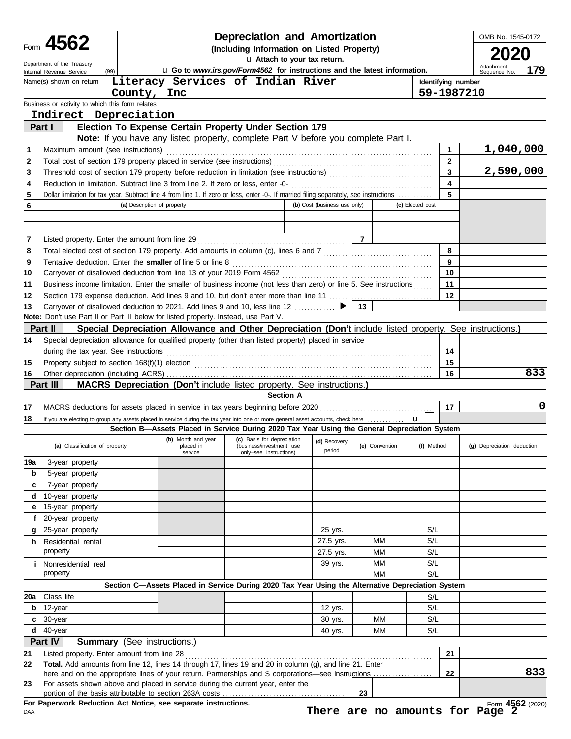Form **4562**

Department of the Treasury
Internal Revenue Service (99)

# Depreciation and Amortization

**(Including Information on Listed Property)**

▶ Attach to your tax return.

▶ Go to *www.irs.gov/Form4562* for instructions and the latest information.

OMB No. 1545-0172

**2020**

Attachment Sequence No. **179**

Name(s) shown on return: **Literacy Services of Indian River County, Inc**

Identifying number: **59-1987210**

Business or activity to which this form relates: **Indirect Depreciation**

## Part I — Election To Expense Certain Property Under Section 179

**Note:** If you have any listed property, complete Part V before you complete Part I.

| Line | Description | Box | Amount |
|---|---|---|---|
| 1 | Maximum amount (see instructions) | 1 | 1,040,000 |
| 2 | Total cost of section 179 property placed in service (see instructions) | 2 | |
| 3 | Threshold cost of section 179 property before reduction in limitation (see instructions) | 3 | 2,590,000 |
| 4 | Reduction in limitation. Subtract line 3 from line 2. If zero or less, enter -0- | 4 | |
| 5 | Dollar limitation for tax year. Subtract line 4 from line 1. If zero or less, enter -0-. If married filing separately, see instructions | 5 | |

| 6 (a) Description of property | (b) Cost (business use only) | (c) Elected cost |
|---|---|---|
| | | |
| | | |

| Line | Description | Box | Amount |
|---|---|---|---|
| 7 | Listed property. Enter the amount from line 29 | 7 | |
| 8 | Total elected cost of section 179 property. Add amounts in column (c), lines 6 and 7 | 8 | |
| 9 | Tentative deduction. Enter the **smaller** of line 5 or line 8 | 9 | |
| 10 | Carryover of disallowed deduction from line 13 of your 2019 Form 4562 | 10 | |
| 11 | Business income limitation. Enter the smaller of business income (not less than zero) or line 5. See instructions | 11 | |
| 12 | Section 179 expense deduction. Add lines 9 and 10, but don't enter more than line 11 | 12 | |
| 13 | Carryover of disallowed deduction to 2021. Add lines 9 and 10, less line 12 ▶ | 13 | |

**Note:** Don't use Part II or Part III below for listed property. Instead, use Part V.

## Part II — Special Depreciation Allowance and Other Depreciation (Don't include listed property. See instructions.)

| Line | Description | Box | Amount |
|---|---|---|---|
| 14 | Special depreciation allowance for qualified property (other than listed property) placed in service during the tax year. See instructions | 14 | |
| 15 | Property subject to section 168(f)(1) election | 15 | |
| 16 | Other depreciation (including ACRS) | 16 | 833 |

## Part III — MACRS Depreciation (Don't include listed property. See instructions.)

### Section A

| Line | Description | Box | Amount |
|---|---|---|---|
| 17 | MACRS deductions for assets placed in service in tax years beginning before 2020 | 17 | 0 |
| 18 | If you are electing to group any assets placed in service during the tax year into one or more general asset accounts, check here ▶ ☐ | | |

### Section B—Assets Placed in Service During 2020 Tax Year Using the General Depreciation System

| (a) Classification of property | (b) Month and year placed in service | (c) Basis for depreciation (business/investment use only–see instructions) | (d) Recovery period | (e) Convention | (f) Method | (g) Depreciation deduction |
|---|---|---|---|---|---|---|
| 19a 3-year property | | | | | | |
| b 5-year property | | | | | | |
| c 7-year property | | | | | | |
| d 10-year property | | | | | | |
| e 15-year property | | | | | | |
| f 20-year property | | | | | | |
| g 25-year property | | | 25 yrs. | | S/L | |
| h Residential rental property | | | 27.5 yrs. | MM | S/L | |
| | | | 27.5 yrs. | MM | S/L | |
| i Nonresidential real property | | | 39 yrs. | MM | S/L | |
| | | | | MM | S/L | |

### Section C—Assets Placed in Service During 2020 Tax Year Using the Alternative Depreciation System

| (a) Classification of property | (b) Month and year placed in service | (c) Basis for depreciation | (d) Recovery period | (e) Convention | (f) Method | (g) Depreciation deduction |
|---|---|---|---|---|---|---|
| 20a Class life | | | | | S/L | |
| b 12-year | | | 12 yrs. | | S/L | |
| c 30-year | | | 30 yrs. | MM | S/L | |
| d 40-year | | | 40 yrs. | MM | S/L | |

## Part IV — Summary (See instructions.)

| Line | Description | Box | Amount |
|---|---|---|---|
| 21 | Listed property. Enter amount from line 28 | 21 | |
| 22 | **Total.** Add amounts from line 12, lines 14 through 17, lines 19 and 20 in column (g), and line 21. Enter here and on the appropriate lines of your return. Partnerships and S corporations—see instructions | 22 | 833 |
| 23 | For assets shown above and placed in service during the current year, enter the portion of the basis attributable to section 263A costs | 23 | |

**For Paperwork Reduction Act Notice, see separate instructions.**

DAA

Form **4562** (2020)

**There are no amounts for Page 2**